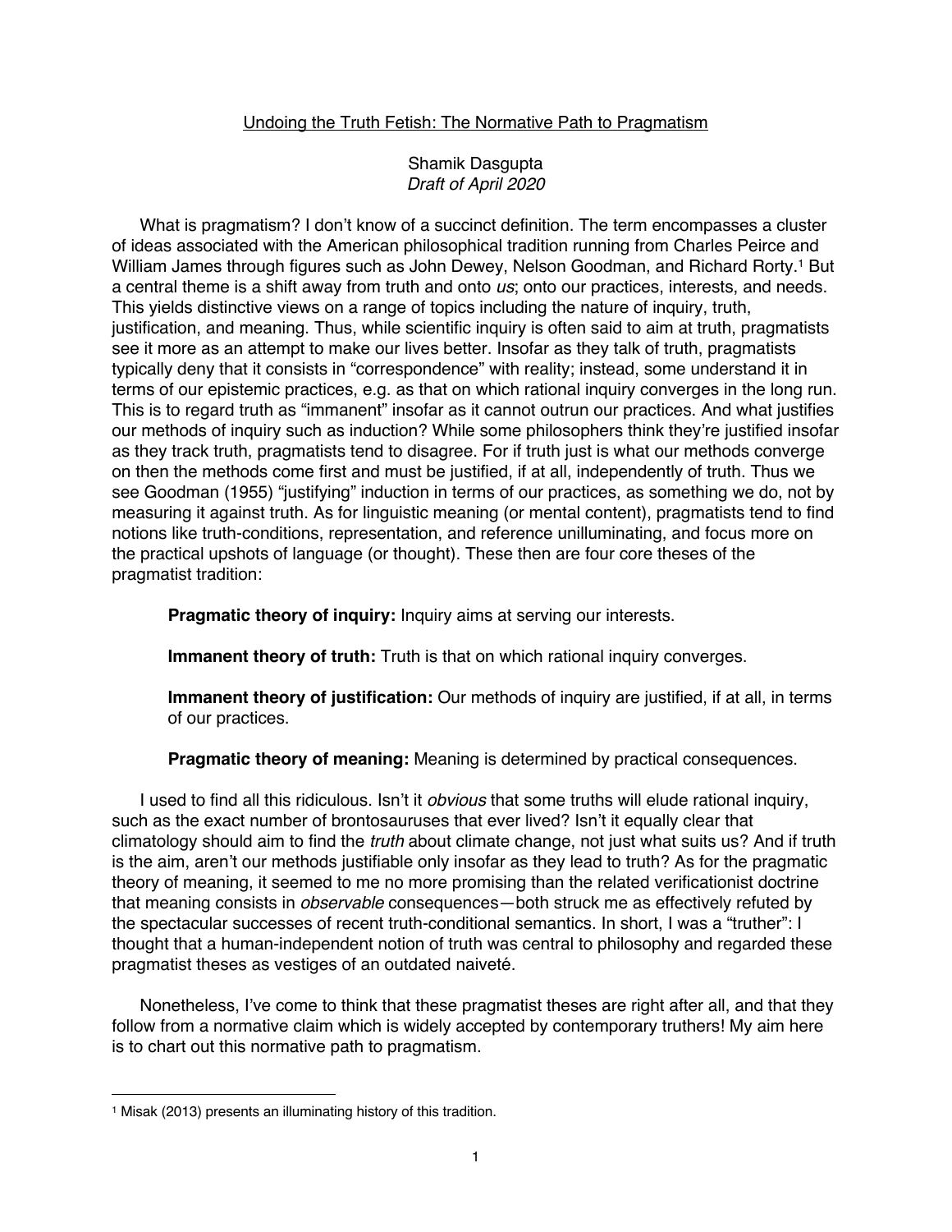# Undoing the Truth Fetish: The Normative Path to Pragmatism

Shamik Dasgupta
*Draft of April 2020*

What is pragmatism? I don't know of a succinct definition. The term encompasses a cluster of ideas associated with the American philosophical tradition running from Charles Peirce and William James through figures such as John Dewey, Nelson Goodman, and Richard Rorty.[1] But a central theme is a shift away from truth and onto *us*; onto our practices, interests, and needs. This yields distinctive views on a range of topics including the nature of inquiry, truth, justification, and meaning. Thus, while scientific inquiry is often said to aim at truth, pragmatists see it more as an attempt to make our lives better. Insofar as they talk of truth, pragmatists typically deny that it consists in "correspondence" with reality; instead, some understand it in terms of our epistemic practices, e.g. as that on which rational inquiry converges in the long run. This is to regard truth as "immanent" insofar as it cannot outrun our practices. And what justifies our methods of inquiry such as induction? While some philosophers think they're justified insofar as they track truth, pragmatists tend to disagree. For if truth just is what our methods converge on then the methods come first and must be justified, if at all, independently of truth. Thus we see Goodman (1955) "justifying" induction in terms of our practices, as something we do, not by measuring it against truth. As for linguistic meaning (or mental content), pragmatists tend to find notions like truth-conditions, representation, and reference unilluminating, and focus more on the practical upshots of language (or thought). These then are four core theses of the pragmatist tradition:

> **Pragmatic theory of inquiry:** Inquiry aims at serving our interests.
>
> **Immanent theory of truth:** Truth is that on which rational inquiry converges.
>
> **Immanent theory of justification:** Our methods of inquiry are justified, if at all, in terms of our practices.
>
> **Pragmatic theory of meaning:** Meaning is determined by practical consequences.

I used to find all this ridiculous. Isn't it *obvious* that some truths will elude rational inquiry, such as the exact number of brontosauruses that ever lived? Isn't it equally clear that climatology should aim to find the *truth* about climate change, not just what suits us? And if truth is the aim, aren't our methods justifiable only insofar as they lead to truth? As for the pragmatic theory of meaning, it seemed to me no more promising than the related verificationist doctrine that meaning consists in *observable* consequences—both struck me as effectively refuted by the spectacular successes of recent truth-conditional semantics. In short, I was a "truther": I thought that a human-independent notion of truth was central to philosophy and regarded these pragmatist theses as vestiges of an outdated naiveté.

Nonetheless, I've come to think that these pragmatist theses are right after all, and that they follow from a normative claim which is widely accepted by contemporary truthers! My aim here is to chart out this normative path to pragmatism.

[1] Misak (2013) presents an illuminating history of this tradition.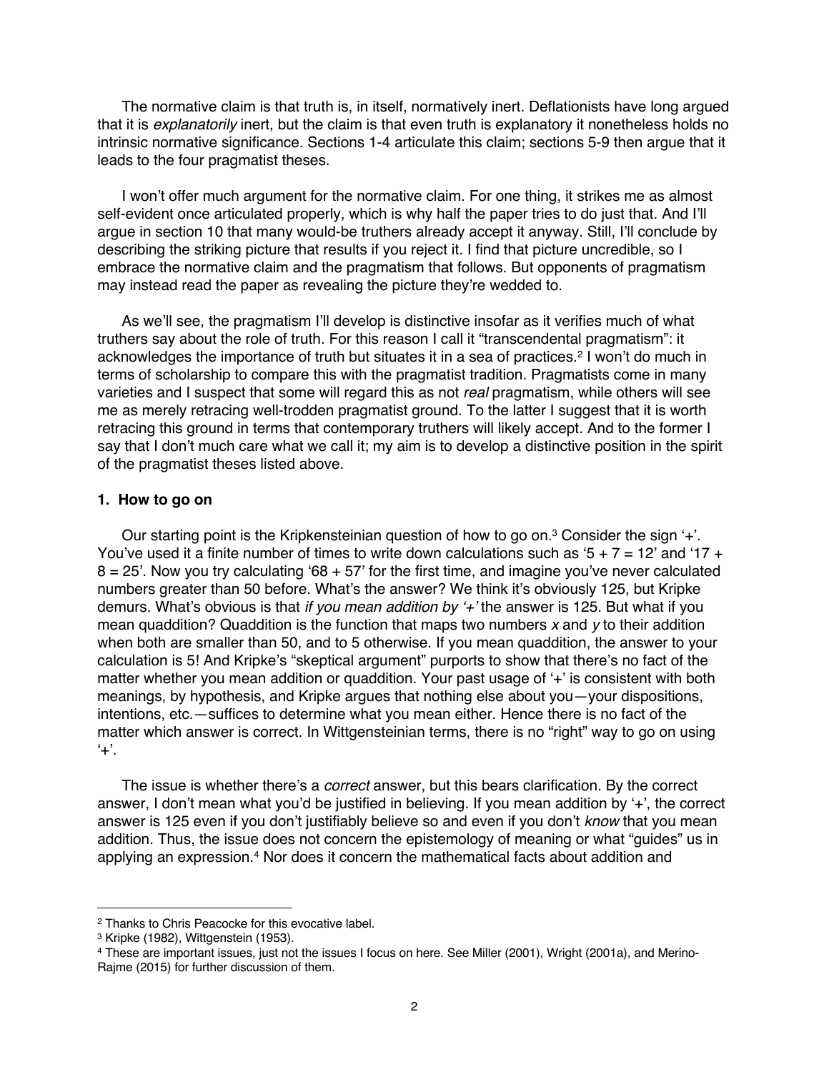The normative claim is that truth is, in itself, normatively inert. Deflationists have long argued that it is *explanatorily* inert, but the claim is that even truth is explanatory it nonetheless holds no intrinsic normative significance. Sections 1-4 articulate this claim; sections 5-9 then argue that it leads to the four pragmatist theses.

I won't offer much argument for the normative claim. For one thing, it strikes me as almost self-evident once articulated properly, which is why half the paper tries to do just that. And I'll argue in section 10 that many would-be truthers already accept it anyway. Still, I'll conclude by describing the striking picture that results if you reject it. I find that picture uncredible, so I embrace the normative claim and the pragmatism that follows. But opponents of pragmatism may instead read the paper as revealing the picture they're wedded to.

As we'll see, the pragmatism I'll develop is distinctive insofar as it verifies much of what truthers say about the role of truth. For this reason I call it "transcendental pragmatism": it acknowledges the importance of truth but situates it in a sea of practices.[2] I won't do much in terms of scholarship to compare this with the pragmatist tradition. Pragmatists come in many varieties and I suspect that some will regard this as not *real* pragmatism, while others will see me as merely retracing well-trodden pragmatist ground. To the latter I suggest that it is worth retracing this ground in terms that contemporary truthers will likely accept. And to the former I say that I don't much care what we call it; my aim is to develop a distinctive position in the spirit of the pragmatist theses listed above.

## 1. How to go on

Our starting point is the Kripkensteinian question of how to go on.[3] Consider the sign '+'. You've used it a finite number of times to write down calculations such as '5 + 7 = 12' and '17 + 8 = 25'. Now you try calculating '68 + 57' for the first time, and imagine you've never calculated numbers greater than 50 before. What's the answer? We think it's obviously 125, but Kripke demurs. What's obvious is that *if you mean addition by '+'* the answer is 125. But what if you mean quaddition? Quaddition is the function that maps two numbers *x* and *y* to their addition when both are smaller than 50, and 5 otherwise. If you mean quaddition, the answer to your calculation is 5! And Kripke's "skeptical argument" purports to show that there's no fact of the matter whether you mean addition or quaddition. Your past usage of '+' is consistent with both meanings, by hypothesis, and Kripke argues that nothing else about you—your dispositions, intentions, etc.—suffices to determine what you mean either. Hence there is no fact of the matter which answer is correct. In Wittgensteinian terms, there is no "right" way to go on using '+'.

The issue is whether there's a *correct* answer, but this bears clarification. By the correct answer, I don't mean what you'd be justified in believing. If you mean addition by '+', the correct answer is 125 even if you don't justifiably believe so and even if you don't *know* that you mean addition. Thus, the issue does not concern the epistemology of meaning or what "guides" us in applying an expression.[4] Nor does it concern the mathematical facts about addition and

---

[2] Thanks to Chris Peacocke for this evocative label.

[3] Kripke (1982), Wittgenstein (1953).

[4] These are important issues, just not the issues I focus on here. See Miller (2001), Wright (2001a), and Merino-Rajme (2015) for further discussion of them.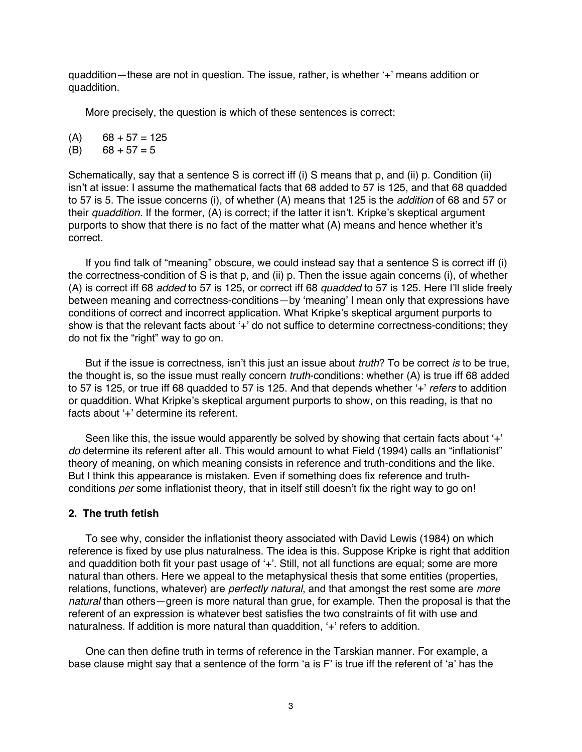quaddition—these are not in question. The issue, rather, is whether '+' means addition or quaddition.

More precisely, the question is which of these sentences is correct:

(A) 68 + 57 = 125
(B) 68 + 57 = 5

Schematically, say that a sentence S is correct iff (i) S means that p, and (ii) p. Condition (ii) isn't at issue: I assume the mathematical facts that 68 added to 57 is 125, and that 68 quadded to 57 is 5. The issue concerns (i), of whether (A) means that 125 is the *addition* of 68 and 57 or their *quaddition.* If the former, (A) is correct; if the latter it isn't. Kripke's skeptical argument purports to show that there is no fact of the matter what (A) means and hence whether it's correct.

If you find talk of "meaning" obscure, we could instead say that a sentence S is correct iff (i) the correctness-condition of S is that p, and (ii) p. Then the issue again concerns (i), of whether (A) is correct iff 68 *added* to 57 is 125, or correct iff 68 *quadded* to 57 is 125. Here I'll slide freely between meaning and correctness-conditions—by 'meaning' I mean only that expressions have conditions of correct and incorrect application. What Kripke's skeptical argument purports to show is that the relevant facts about '+' do not suffice to determine correctness-conditions; they do not fix the "right" way to go on.

But if the issue is correctness, isn't this just an issue about *truth*? To be correct *is* to be true, the thought is, so the issue must really concern *truth*-conditions: whether (A) is true iff 68 added to 57 is 125, or true iff 68 quadded to 57 is 125. And that depends whether '+' *refers* to addition or quaddition. What Kripke's skeptical argument purports to show, on this reading, is that no facts about '+' determine its referent.

Seen like this, the issue would apparently be solved by showing that certain facts about '+' *do* determine its referent after all. This would amount to what Field (1994) calls an "inflationist" theory of meaning, on which meaning consists in reference and truth-conditions and the like. But I think this appearance is mistaken. Even if something does fix reference and truth-conditions *per* some inflationist theory, that in itself still doesn't fix the right way to go on!

## 2. The truth fetish

To see why, consider the inflationist theory associated with David Lewis (1984) on which reference is fixed by use plus naturalness. The idea is this. Suppose Kripke is right that addition and quaddition both fit your past usage of '+'. Still, not all functions are equal; some are more natural than others. Here we appeal to the metaphysical thesis that some entities (properties, relations, functions, whatever) are *perfectly natural*, and that amongst the rest some are *more natural* than others—green is more natural than grue, for example. Then the proposal is that the referent of an expression is whatever best satisfies the two constraints of fit with use and naturalness. If addition is more natural than quaddition, '+' refers to addition.

One can then define truth in terms of reference in the Tarskian manner. For example, a base clause might say that a sentence of the form 'a is F' is true iff the referent of 'a' has the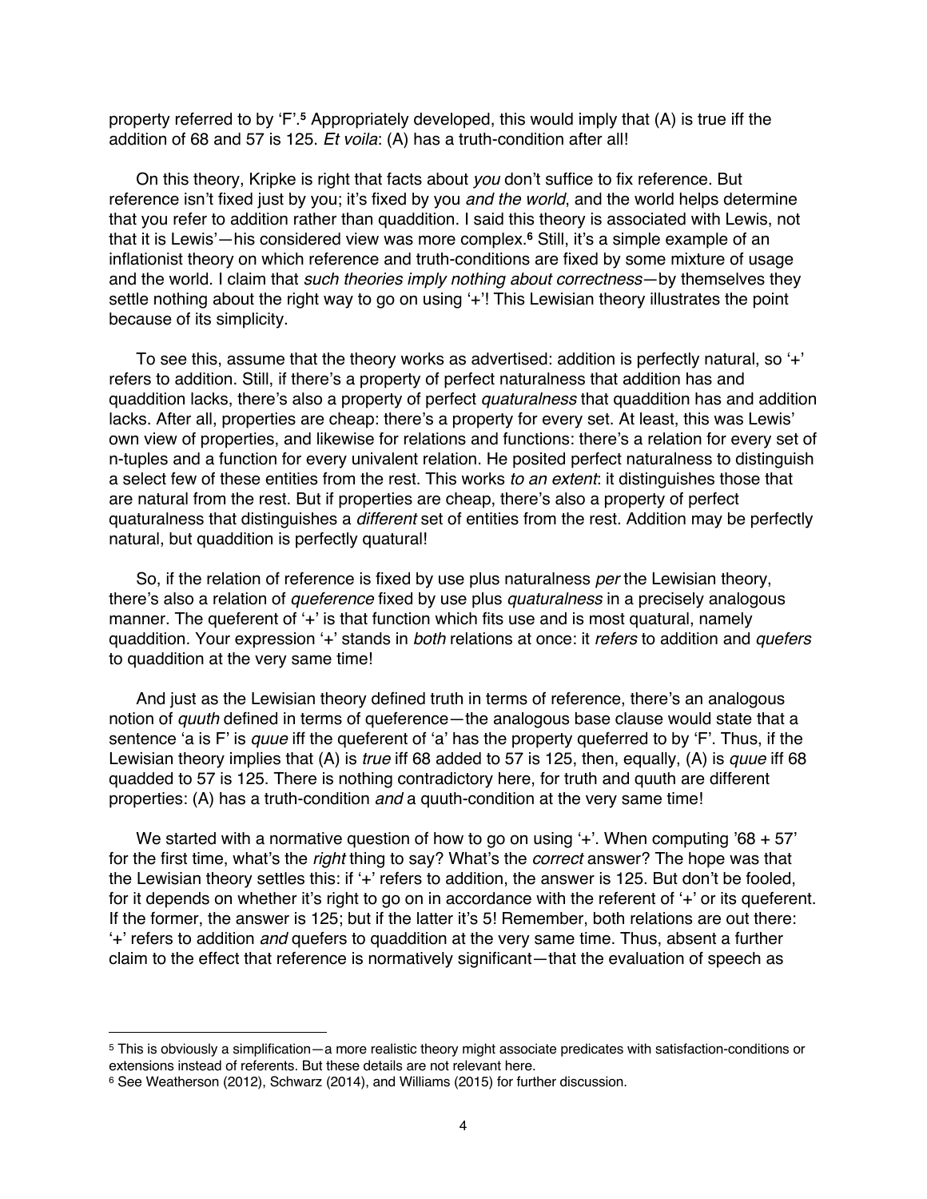property referred to by 'F'.[5] Appropriately developed, this would imply that (A) is true iff the addition of 68 and 57 is 125. *Et voila*: (A) has a truth-condition after all!

On this theory, Kripke is right that facts about *you* don't suffice to fix reference. But reference isn't fixed just by you; it's fixed by you *and the world*, and the world helps determine that you refer to addition rather than quaddition. I said this theory is associated with Lewis, not that it is Lewis'—his considered view was more complex.[6] Still, it's a simple example of an inflationist theory on which reference and truth-conditions are fixed by some mixture of usage and the world. I claim that *such theories imply nothing about correctness*—by themselves they settle nothing about the right way to go on using '+'! This Lewisian theory illustrates the point because of its simplicity.

To see this, assume that the theory works as advertised: addition is perfectly natural, so '+' refers to addition. Still, if there's a property of perfect naturalness that addition has and quaddition lacks, there's also a property of perfect *quaturalness* that quaddition has and addition lacks. After all, properties are cheap: there's a property for every set. At least, this was Lewis' own view of properties, and likewise for relations and functions: there's a relation for every set of n-tuples and a function for every univalent relation. He posited perfect naturalness to distinguish a select few of these entities from the rest. This works *to an extent*: it distinguishes those that are natural from the rest. But if properties are cheap, there's also a property of perfect quaturalness that distinguishes a *different* set of entities from the rest. Addition may be perfectly natural, but quaddition is perfectly quatural!

So, if the relation of reference is fixed by use plus naturalness *per* the Lewisian theory, there's also a relation of *queference* fixed by use plus *quaturalness* in a precisely analogous manner. The queferent of '+' is that function which fits use and is most quatural, namely quaddition. Your expression '+' stands in *both* relations at once: it *refers* to addition and *quefers* to quaddition at the very same time!

And just as the Lewisian theory defined truth in terms of reference, there's an analogous notion of *quuth* defined in terms of queference—the analogous base clause would state that a sentence 'a is F' is *quue* iff the queferent of 'a' has the property queferred to by 'F'. Thus, if the Lewisian theory implies that (A) is *true* iff 68 added to 57 is 125, then, equally, (A) is *quue* iff 68 quadded to 57 is 125. There is nothing contradictory here, for truth and quuth are different properties: (A) has a truth-condition *and* a quuth-condition at the very same time!

We started with a normative question of how to go on using '+'. When computing '68 + 57' for the first time, what's the *right* thing to say? What's the *correct* answer? The hope was that the Lewisian theory settles this: if '+' refers to addition, the answer is 125. But don't be fooled, for it depends on whether it's right to go on in accordance with the referent of '+' or its queferent. If the former, the answer is 125; but if the latter it's 5! Remember, both relations are out there: '+' refers to addition *and* quefers to quaddition at the very same time. Thus, absent a further claim to the effect that reference is normatively significant—that the evaluation of speech as

---

[5] This is obviously a simplification—a more realistic theory might associate predicates with satisfaction-conditions or extensions instead of referents. But these details are not relevant here.

[6] See Weatherson (2012), Schwarz (2014), and Williams (2015) for further discussion.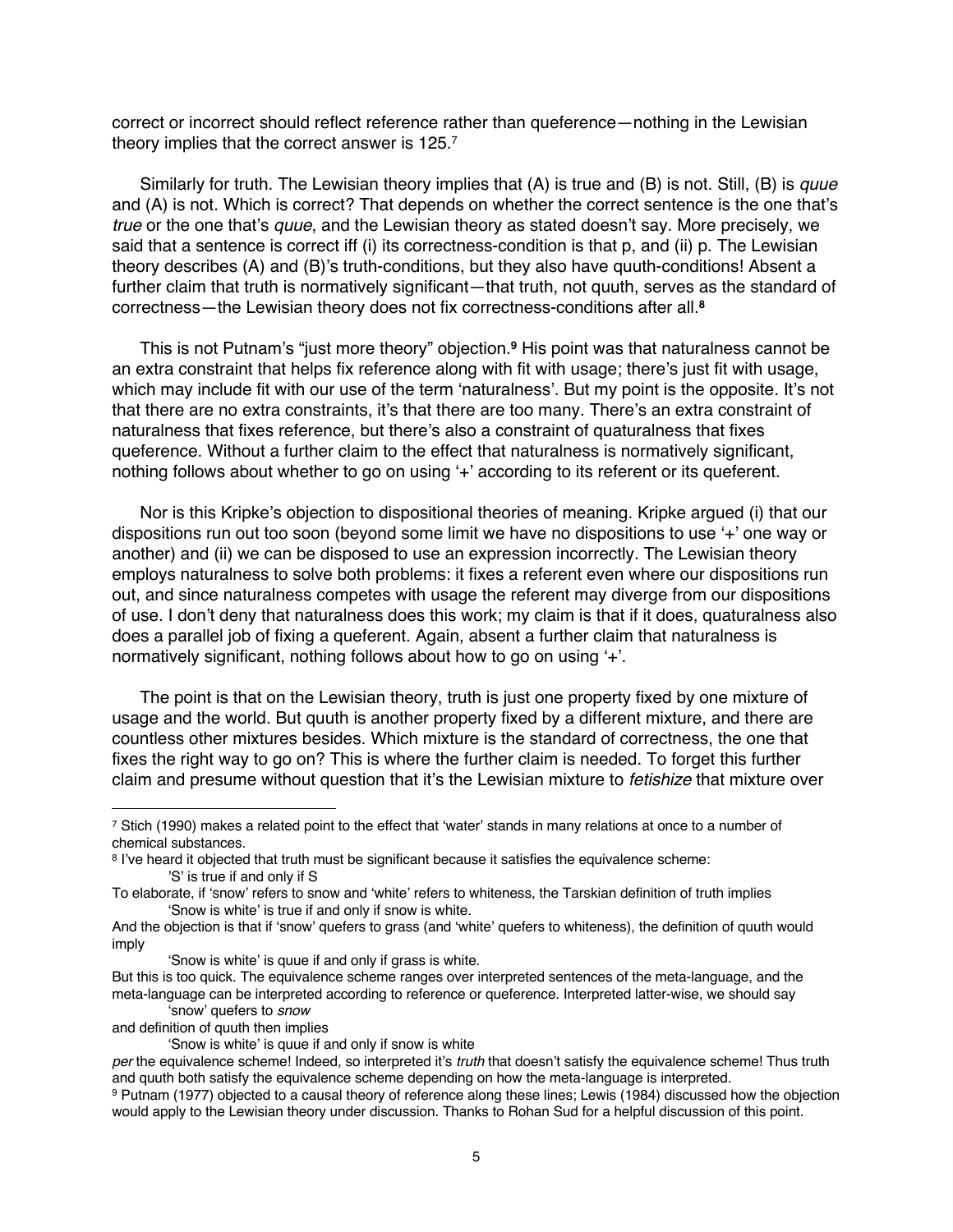correct or incorrect should reflect reference rather than queference—nothing in the Lewisian theory implies that the correct answer is 125.[7]

Similarly for truth. The Lewisian theory implies that (A) is true and (B) is not. Still, (B) is *quue* and (A) is not. Which is correct? That depends on whether the correct sentence is the one that's *true* or the one that's *quue*, and the Lewisian theory as stated doesn't say. More precisely, we said that a sentence is correct iff (i) its correctness-condition is that p, and (ii) p. The Lewisian theory describes (A) and (B)'s truth-conditions, but they also have quuth-conditions! Absent a further claim that truth is normatively significant—that truth, not quuth, serves as the standard of correctness—the Lewisian theory does not fix correctness-conditions after all.[8]

This is not Putnam's "just more theory" objection.[9] His point was that naturalness cannot be an extra constraint that helps fix reference along with fit with usage; there's just fit with usage, which may include fit with our use of the term 'naturalness'. But my point is the opposite. It's not that there are no extra constraints, it's that there are too many. There's an extra constraint of naturalness that fixes reference, but there's also a constraint of quaturalness that fixes queference. Without a further claim to the effect that naturalness is normatively significant, nothing follows about whether to go on using '+' according to its referent or its queferent.

Nor is this Kripke's objection to dispositional theories of meaning. Kripke argued (i) that our dispositions run out too soon (beyond some limit we have no dispositions to use '+' one way or another) and (ii) we can be disposed to use an expression incorrectly. The Lewisian theory employs naturalness to solve both problems: it fixes a referent even where our dispositions run out, and since naturalness competes with usage the referent may diverge from our dispositions of use. I don't deny that naturalness does this work; my claim is that if it does, quaturalness also does a parallel job of fixing a queferent. Again, absent a further claim that naturalness is normatively significant, nothing follows about how to go on using '+'.

The point is that on the Lewisian theory, truth is just one property fixed by one mixture of usage and the world. But quuth is another property fixed by a different mixture, and there are countless other mixtures besides. Which mixture is the standard of correctness, the one that fixes the right way to go on? This is where the further claim is needed. To forget this further claim and presume without question that it's the Lewisian mixture to *fetishize* that mixture over

---

[7] Stich (1990) makes a related point to the effect that 'water' stands in many relations at once to a number of chemical substances.

[8] I've heard it objected that truth must be significant because it satisfies the equivalence scheme:

'S' is true if and only if S

To elaborate, if 'snow' refers to snow and 'white' refers to whiteness, the Tarskian definition of truth implies

'Snow is white' is true if and only if snow is white.

And the objection is that if 'snow' quefers to grass (and 'white' quefers to whiteness), the definition of quuth would imply

'Snow is white' is quue if and only if grass is white.

But this is too quick. The equivalence scheme ranges over interpreted sentences of the meta-language, and the meta-language can be interpreted according to reference or queference. Interpreted latter-wise, we should say

'snow' quefers to *snow*

and definition of quuth then implies

'Snow is white' is quue if and only if snow is white

*per* the equivalence scheme! Indeed, so interpreted it's *truth* that doesn't satisfy the equivalence scheme! Thus truth and quuth both satisfy the equivalence scheme depending on how the meta-language is interpreted.

[9] Putnam (1977) objected to a causal theory of reference along these lines; Lewis (1984) discussed how the objection would apply to the Lewisian theory under discussion. Thanks to Rohan Sud for a helpful discussion of this point.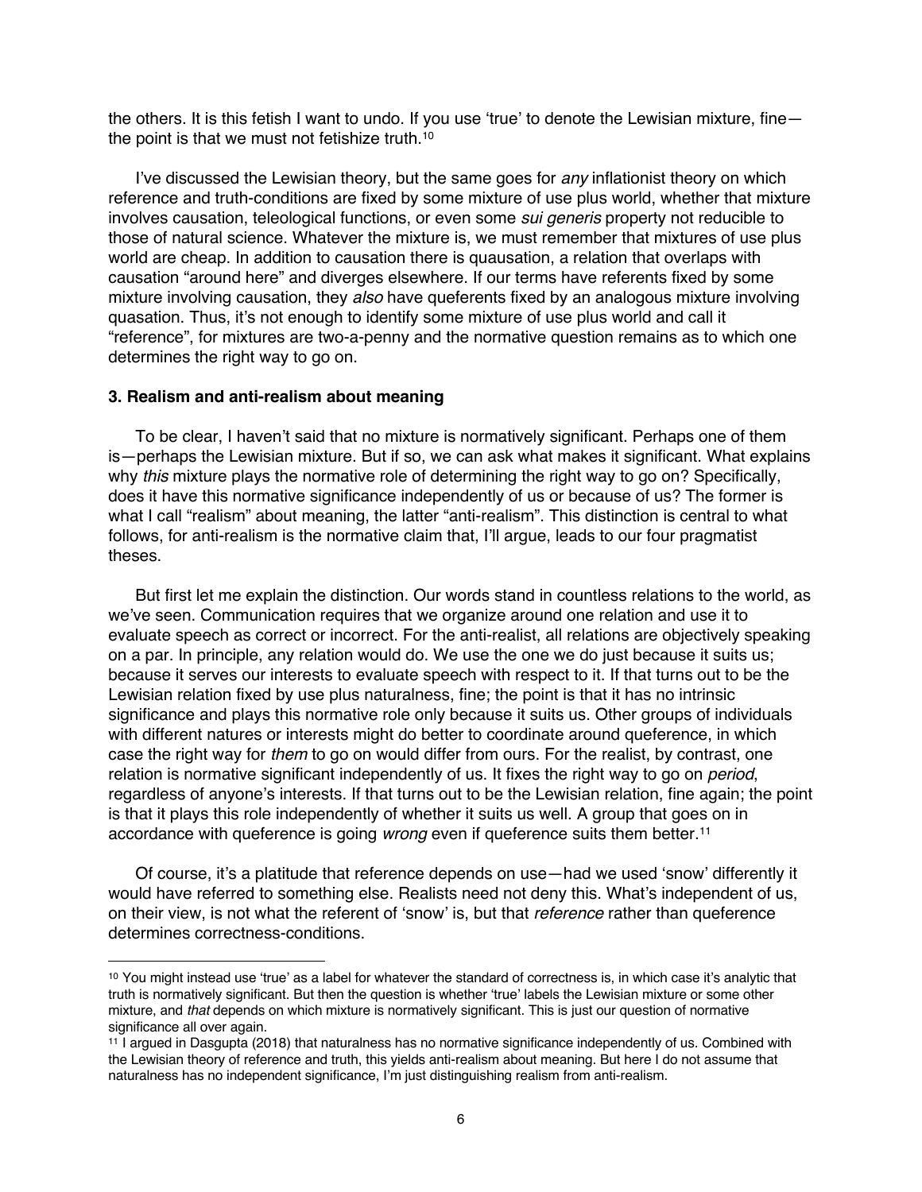the others. It is this fetish I want to undo. If you use 'true' to denote the Lewisian mixture, fine—the point is that we must not fetishize truth.[10]

I've discussed the Lewisian theory, but the same goes for *any* inflationist theory on which reference and truth-conditions are fixed by some mixture of use plus world, whether that mixture involves causation, teleological functions, or even some *sui generis* property not reducible to those of natural science. Whatever the mixture is, we must remember that mixtures of use plus world are cheap. In addition to causation there is quausation, a relation that overlaps with causation "around here" and diverges elsewhere. If our terms have referents fixed by some mixture involving causation, they *also* have queferents fixed by an analogous mixture involving quasation. Thus, it's not enough to identify some mixture of use plus world and call it "reference", for mixtures are two-a-penny and the normative question remains as to which one determines the right way to go on.

### 3. Realism and anti-realism about meaning

To be clear, I haven't said that no mixture is normatively significant. Perhaps one of them is—perhaps the Lewisian mixture. But if so, we can ask what makes it significant. What explains why *this* mixture plays the normative role of determining the right way to go on? Specifically, does it have this normative significance independently of us or because of us? The former is what I call "realism" about meaning, the latter "anti-realism". This distinction is central to what follows, for anti-realism is the normative claim that, I'll argue, leads to our four pragmatist theses.

But first let me explain the distinction. Our words stand in countless relations to the world, as we've seen. Communication requires that we organize around one relation and use it to evaluate speech as correct or incorrect. For the anti-realist, all relations are objectively speaking on a par. In principle, any relation would do. We use the one we do just because it suits us; because it serves our interests to evaluate speech with respect to it. If that turns out to be the Lewisian relation fixed by use plus naturalness, fine; the point is that it has no intrinsic significance and plays this normative role only because it suits us. Other groups of individuals with different natures or interests might do better to coordinate around queference, in which case the right way for *them* to go on would differ from ours. For the realist, by contrast, one relation is normative significant independently of us. It fixes the right way to go on *period*, regardless of anyone's interests. If that turns out to be the Lewisian relation, fine again; the point is that it plays this role independently of whether it suits us well. A group that goes on in accordance with queference is going *wrong* even if queference suits them better.[11]

Of course, it's a platitude that reference depends on use—had we used 'snow' differently it would have referred to something else. Realists need not deny this. What's independent of us, on their view, is not what the referent of 'snow' is, but that *reference* rather than queference determines correctness-conditions.

---

[10] You might instead use 'true' as a label for whatever the standard of correctness is, in which case it's analytic that truth is normatively significant. But then the question is whether 'true' labels the Lewisian mixture or some other mixture, and *that* depends on which mixture is normatively significant. This is just our question of normative significance all over again.

[11] I argued in Dasgupta (2018) that naturalness has no normative significance independently of us. Combined with the Lewisian theory of reference and truth, this yields anti-realism about meaning. But here I do not assume that naturalness has no independent significance, I'm just distinguishing realism from anti-realism.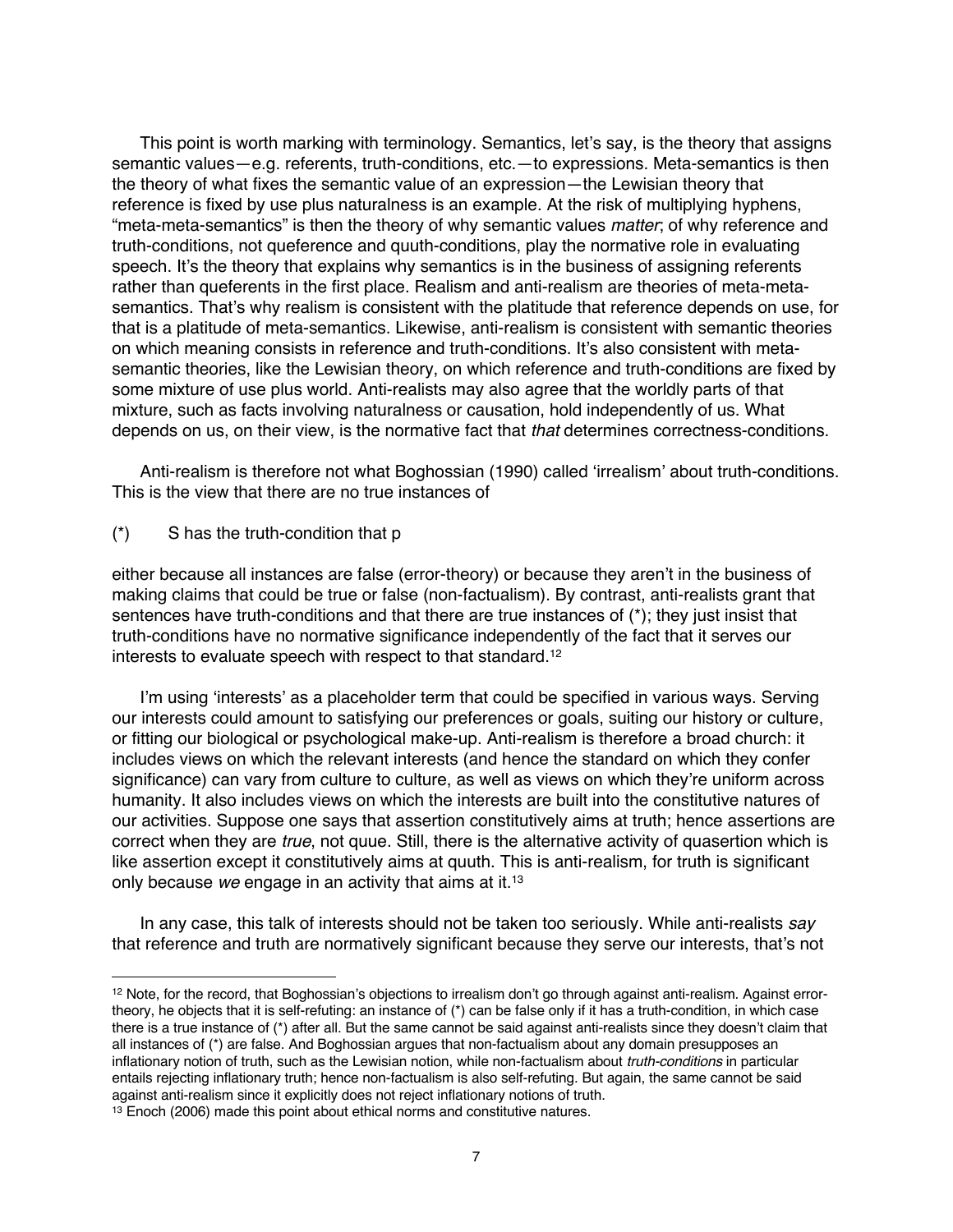This point is worth marking with terminology. Semantics, let's say, is the theory that assigns semantic values—e.g. referents, truth-conditions, etc.—to expressions. Meta-semantics is then the theory of what fixes the semantic value of an expression—the Lewisian theory that reference is fixed by use plus naturalness is an example. At the risk of multiplying hyphens, "meta-meta-semantics" is then the theory of why semantic values *matter*; of why reference and truth-conditions, not queference and quuth-conditions, play the normative role in evaluating speech. It's the theory that explains why semantics is in the business of assigning referents rather than queferents in the first place. Realism and anti-realism are theories of meta-meta-semantics. That's why realism is consistent with the platitude that reference depends on use, for that is a platitude of meta-semantics. Likewise, anti-realism is consistent with semantic theories on which meaning consists in reference and truth-conditions. It's also consistent with meta-semantic theories, like the Lewisian theory, on which reference and truth-conditions are fixed by some mixture of use plus world. Anti-realists may also agree that the worldly parts of that mixture, such as facts involving naturalness or causation, hold independently of us. What depends on us, on their view, is the normative fact that *that* determines correctness-conditions.

Anti-realism is therefore not what Boghossian (1990) called 'irrealism' about truth-conditions. This is the view that there are no true instances of

(*) S has the truth-condition that p

either because all instances are false (error-theory) or because they aren't in the business of making claims that could be true or false (non-factualism). By contrast, anti-realists grant that sentences have truth-conditions and that there are true instances of (*); they just insist that truth-conditions have no normative significance independently of the fact that it serves our interests to evaluate speech with respect to that standard.[12]

I'm using 'interests' as a placeholder term that could be specified in various ways. Serving our interests could amount to satisfying our preferences or goals, suiting our history or culture, or fitting our biological or psychological make-up. Anti-realism is therefore a broad church: it includes views on which the relevant interests (and hence the standard on which they confer significance) can vary from culture to culture, as well as views on which they're uniform across humanity. It also includes views on which the interests are built into the constitutive natures of our activities. Suppose one says that assertion constitutively aims at truth; hence assertions are correct when they are *true*, not quue. Still, there is the alternative activity of quasertion which is like assertion except it constitutively aims at quuth. This is anti-realism, for truth is significant only because *we* engage in an activity that aims at it.[13]

In any case, this talk of interests should not be taken too seriously. While anti-realists *say* that reference and truth are normatively significant because they serve our interests, that's not

---

[12] Note, for the record, that Boghossian's objections to irrealism don't go through against anti-realism. Against error-theory, he objects that it is self-refuting: an instance of (*) can be false only if it has a truth-condition, in which case there is a true instance of (*) after all. But the same cannot be said against anti-realists since they doesn't claim that all instances of (*) are false. And Boghossian argues that non-factualism about any domain presupposes an inflationary notion of truth, such as the Lewisian notion, while non-factualism about *truth-conditions* in particular entails rejecting inflationary truth; hence non-factualism is also self-refuting. But again, the same cannot be said against anti-realism since it explicitly does not reject inflationary notions of truth.

[13] Enoch (2006) made this point about ethical norms and constitutive natures.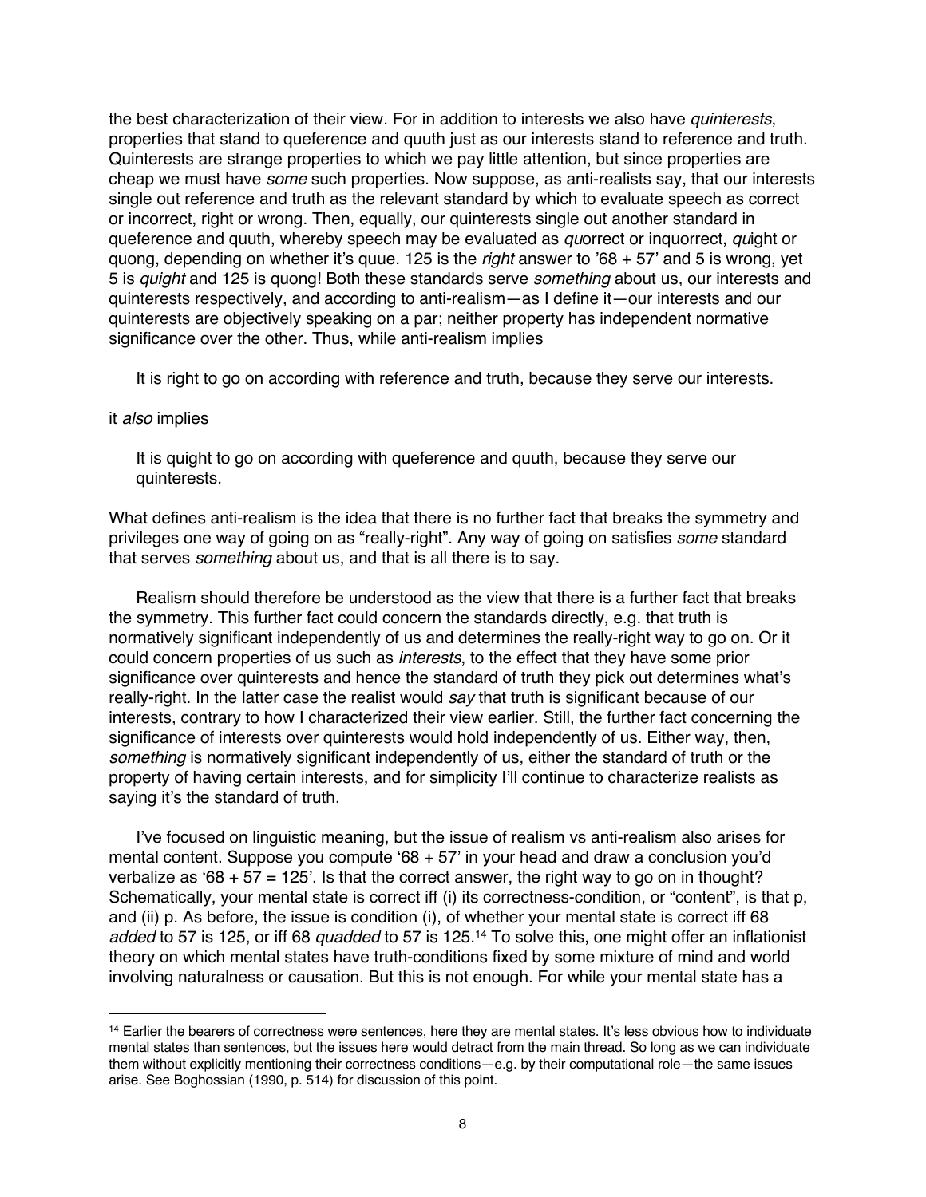the best characterization of their view. For in addition to interests we also have *quinterests*, properties that stand to queference and quuth just as our interests stand to reference and truth. Quinterests are strange properties to which we pay little attention, but since properties are cheap we must have *some* such properties. Now suppose, as anti-realists say, that our interests single out reference and truth as the relevant standard by which to evaluate speech as correct or incorrect, right or wrong. Then, equally, our quinterests single out another standard in queference and quuth, whereby speech may be evaluated as *qu*orrect or inquorrect, *qu*ight or quong, depending on whether it's quue. 125 is the *right* answer to '68 + 57' and 5 is wrong, yet 5 is *quight* and 125 is quong! Both these standards serve *something* about us, our interests and quinterests respectively, and according to anti-realism—as I define it—our interests and our quinterests are objectively speaking on a par; neither property has independent normative significance over the other. Thus, while anti-realism implies

> It is right to go on according with reference and truth, because they serve our interests.

it *also* implies

> It is quight to go on according with queference and quuth, because they serve our quinterests.

What defines anti-realism is the idea that there is no further fact that breaks the symmetry and privileges one way of going on as "really-right". Any way of going on satisfies *some* standard that serves *something* about us, and that is all there is to say.

Realism should therefore be understood as the view that there is a further fact that breaks the symmetry. This further fact could concern the standards directly, e.g. that truth is normatively significant independently of us and determines the really-right way to go on. Or it could concern properties of us such as *interests*, to the effect that they have some prior significance over quinterests and hence the standard of truth they pick out determines what's really-right. In the latter case the realist would *say* that truth is significant because of our interests, contrary to how I characterized their view earlier. Still, the further fact concerning the significance of interests over quinterests would hold independently of us. Either way, then, *something* is normatively significant independently of us, either the standard of truth or the property of having certain interests, and for simplicity I'll continue to characterize realists as saying it's the standard of truth.

I've focused on linguistic meaning, but the issue of realism vs anti-realism also arises for mental content. Suppose you compute '68 + 57' in your head and draw a conclusion you'd verbalize as '68 + 57 = 125'. Is that the correct answer, the right way to go on in thought? Schematically, your mental state is correct iff (i) its correctness-condition, or "content", is that p, and (ii) p. As before, the issue is condition (i), of whether your mental state is correct iff 68 *added* to 57 is 125, or iff 68 *quadded* to 57 is 125.[14] To solve this, one might offer an inflationist theory on which mental states have truth-conditions fixed by some mixture of mind and world involving naturalness or causation. But this is not enough. For while your mental state has a

---

[14] Earlier the bearers of correctness were sentences, here they are mental states. It's less obvious how to individuate mental states than sentences, but the issues here would detract from the main thread. So long as we can individuate them without explicitly mentioning their correctness conditions—e.g. by their computational role—the same issues arise. See Boghossian (1990, p. 514) for discussion of this point.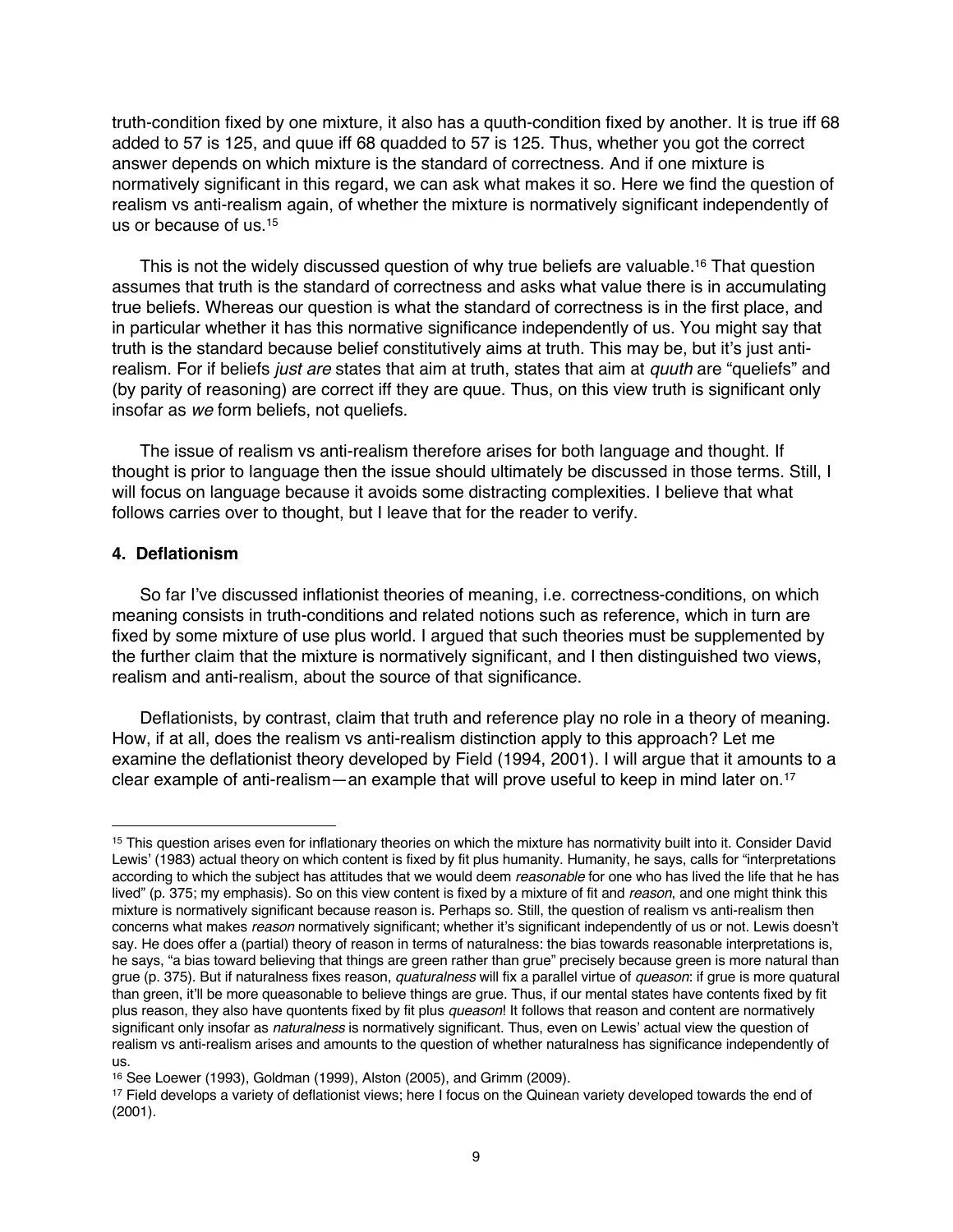truth-condition fixed by one mixture, it also has a quuth-condition fixed by another. It is true iff 68 added to 57 is 125, and quue iff 68 quadded to 57 is 125. Thus, whether you got the correct answer depends on which mixture is the standard of correctness. And if one mixture is normatively significant in this regard, we can ask what makes it so. Here we find the question of realism vs anti-realism again, of whether the mixture is normatively significant independently of us or because of us.[15]

This is not the widely discussed question of why true beliefs are valuable.[16] That question assumes that truth is the standard of correctness and asks what value there is in accumulating true beliefs. Whereas our question is what the standard of correctness is in the first place, and in particular whether it has this normative significance independently of us. You might say that truth is the standard because belief constitutively aims at truth. This may be, but it's just anti-realism. For if beliefs *just are* states that aim at truth, states that aim at *quuth* are "queliefs" and (by parity of reasoning) are correct iff they are quue. Thus, on this view truth is significant only insofar as *we* form beliefs, not queliefs.

The issue of realism vs anti-realism therefore arises for both language and thought. If thought is prior to language then the issue should ultimately be discussed in those terms. Still, I will focus on language because it avoids some distracting complexities. I believe that what follows carries over to thought, but I leave that for the reader to verify.

#### 4. Deflationism

So far I've discussed inflationist theories of meaning, i.e. correctness-conditions, on which meaning consists in truth-conditions and related notions such as reference, which in turn are fixed by some mixture of use plus world. I argued that such theories must be supplemented by the further claim that the mixture is normatively significant, and I then distinguished two views, realism and anti-realism, about the source of that significance.

Deflationists, by contrast, claim that truth and reference play no role in a theory of meaning. How, if at all, does the realism vs anti-realism distinction apply to this approach? Let me examine the deflationist theory developed by Field (1994, 2001). I will argue that it amounts to a clear example of anti-realism—an example that will prove useful to keep in mind later on.[17]

---

[15] This question arises even for inflationary theories on which the mixture has normativity built into it. Consider David Lewis' (1983) actual theory on which content is fixed by fit plus humanity. Humanity, he says, calls for "interpretations according to which the subject has attitudes that we would deem *reasonable* for one who has lived the life that he has lived" (p. 375; my emphasis). So on this view content is fixed by a mixture of fit and *reason*, and one might think this mixture is normatively significant because reason is. Perhaps so. Still, the question of realism vs anti-realism then concerns what makes *reason* normatively significant; whether it's significant independently of us or not. Lewis doesn't say. He does offer a (partial) theory of reason in terms of naturalness: the bias towards reasonable interpretations is, he says, "a bias toward believing that things are green rather than grue" precisely because green is more natural than grue (p. 375). But if naturalness fixes reason, *quaturalness* will fix a parallel virtue of *queason*: if grue is more quatural than green, it'll be more queasonable to believe things are grue. Thus, if our mental states have contents fixed by fit plus reason, they also have quontents fixed by fit plus *queason*! It follows that reason and content are normatively significant only insofar as *naturalness* is normatively significant. Thus, even on Lewis' actual view the question of realism vs anti-realism arises and amounts to the question of whether naturalness has significance independently of us.

[16] See Loewer (1993), Goldman (1999), Alston (2005), and Grimm (2009).

[17] Field develops a variety of deflationist views; here I focus on the Quinean variety developed towards the end of (2001).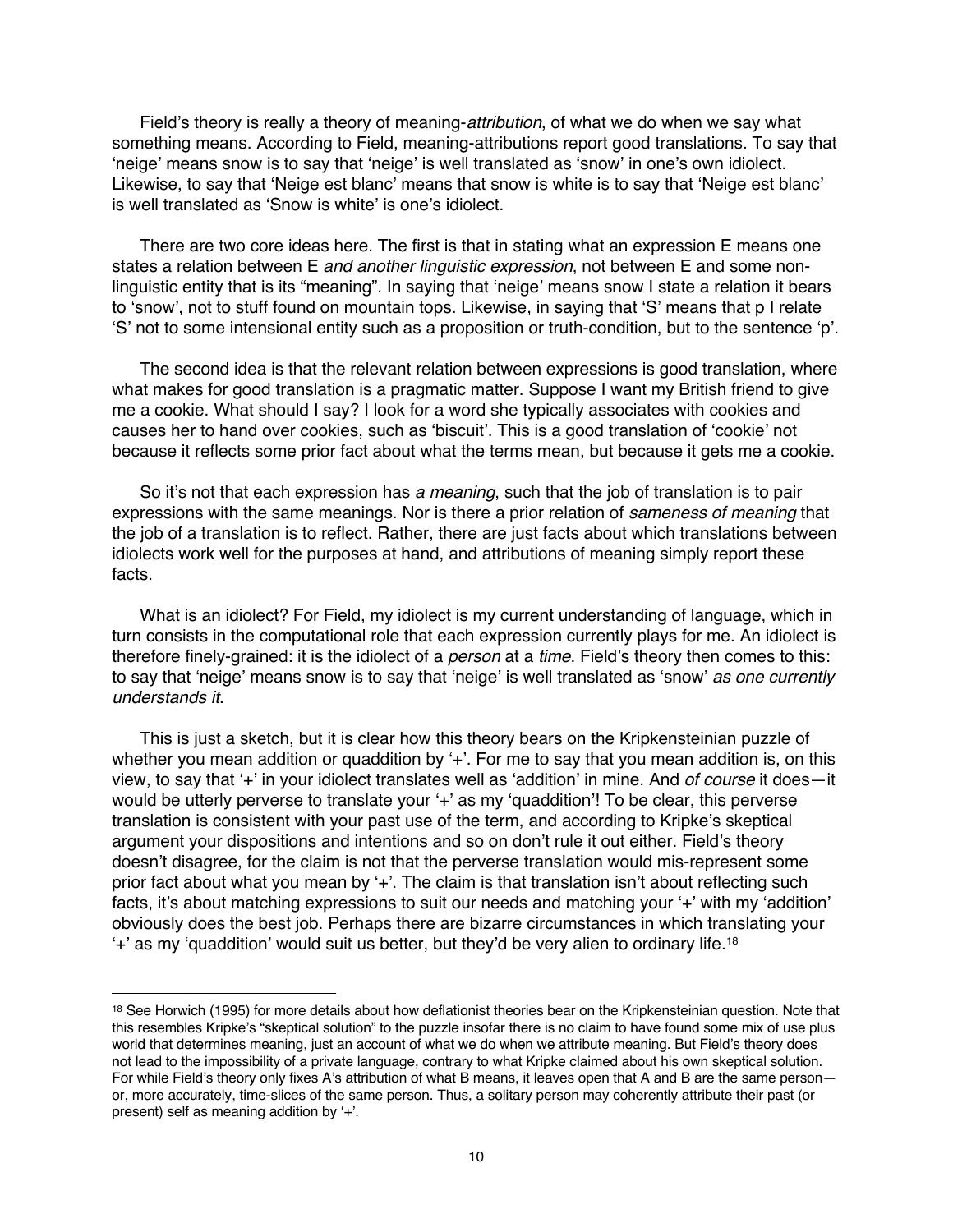Field's theory is really a theory of meaning-*attribution*, of what we do when we say what something means. According to Field, meaning-attributions report good translations. To say that 'neige' means snow is to say that 'neige' is well translated as 'snow' in one's own idiolect. Likewise, to say that 'Neige est blanc' means that snow is white is to say that 'Neige est blanc' is well translated as 'Snow is white' is one's idiolect.

There are two core ideas here. The first is that in stating what an expression E means one states a relation between E *and another linguistic expression*, not between E and some non-linguistic entity that is its "meaning". In saying that 'neige' means snow I state a relation it bears to 'snow', not to stuff found on mountain tops. Likewise, in saying that 'S' means that p I relate 'S' not to some intensional entity such as a proposition or truth-condition, but to the sentence 'p'.

The second idea is that the relevant relation between expressions is good translation, where what makes for good translation is a pragmatic matter. Suppose I want my British friend to give me a cookie. What should I say? I look for a word she typically associates with cookies and causes her to hand over cookies, such as 'biscuit'. This is a good translation of 'cookie' not because it reflects some prior fact about what the terms mean, but because it gets me a cookie.

So it's not that each expression has *a meaning*, such that the job of translation is to pair expressions with the same meanings. Nor is there a prior relation of *sameness of meaning* that the job of a translation is to reflect. Rather, there are just facts about which translations between idiolects work well for the purposes at hand, and attributions of meaning simply report these facts.

What is an idiolect? For Field, my idiolect is my current understanding of language, which in turn consists in the computational role that each expression currently plays for me. An idiolect is therefore finely-grained: it is the idiolect of a *person* at a *time*. Field's theory then comes to this: to say that 'neige' means snow is to say that 'neige' is well translated as 'snow' *as one currently understands it*.

This is just a sketch, but it is clear how this theory bears on the Kripkensteinian puzzle of whether you mean addition or quaddition by '+'. For me to say that you mean addition is, on this view, to say that '+' in your idiolect translates well as 'addition' in mine. And *of course* it does—it would be utterly perverse to translate your '+' as my 'quaddition'! To be clear, this perverse translation is consistent with your past use of the term, and according to Kripke's skeptical argument your dispositions and intentions and so on don't rule it out either. Field's theory doesn't disagree, for the claim is not that the perverse translation would mis-represent some prior fact about what you mean by '+'. The claim is that translation isn't about reflecting such facts, it's about matching expressions to suit our needs and matching your '+' with my 'addition' obviously does the best job. Perhaps there are bizarre circumstances in which translating your '+' as my 'quaddition' would suit us better, but they'd be very alien to ordinary life.[18]

---

[18] See Horwich (1995) for more details about how deflationist theories bear on the Kripkensteinian question. Note that this resembles Kripke's "skeptical solution" to the puzzle insofar there is no claim to have found some mix of use plus world that determines meaning, just an account of what we do when we attribute meaning. But Field's theory does not lead to the impossibility of a private language, contrary to what Kripke claimed about his own skeptical solution. For while Field's theory only fixes A's attribution of what B means, it leaves open that A and B are the same person—or, more accurately, time-slices of the same person. Thus, a solitary person may coherently attribute their past (or present) self as meaning addition by '+'.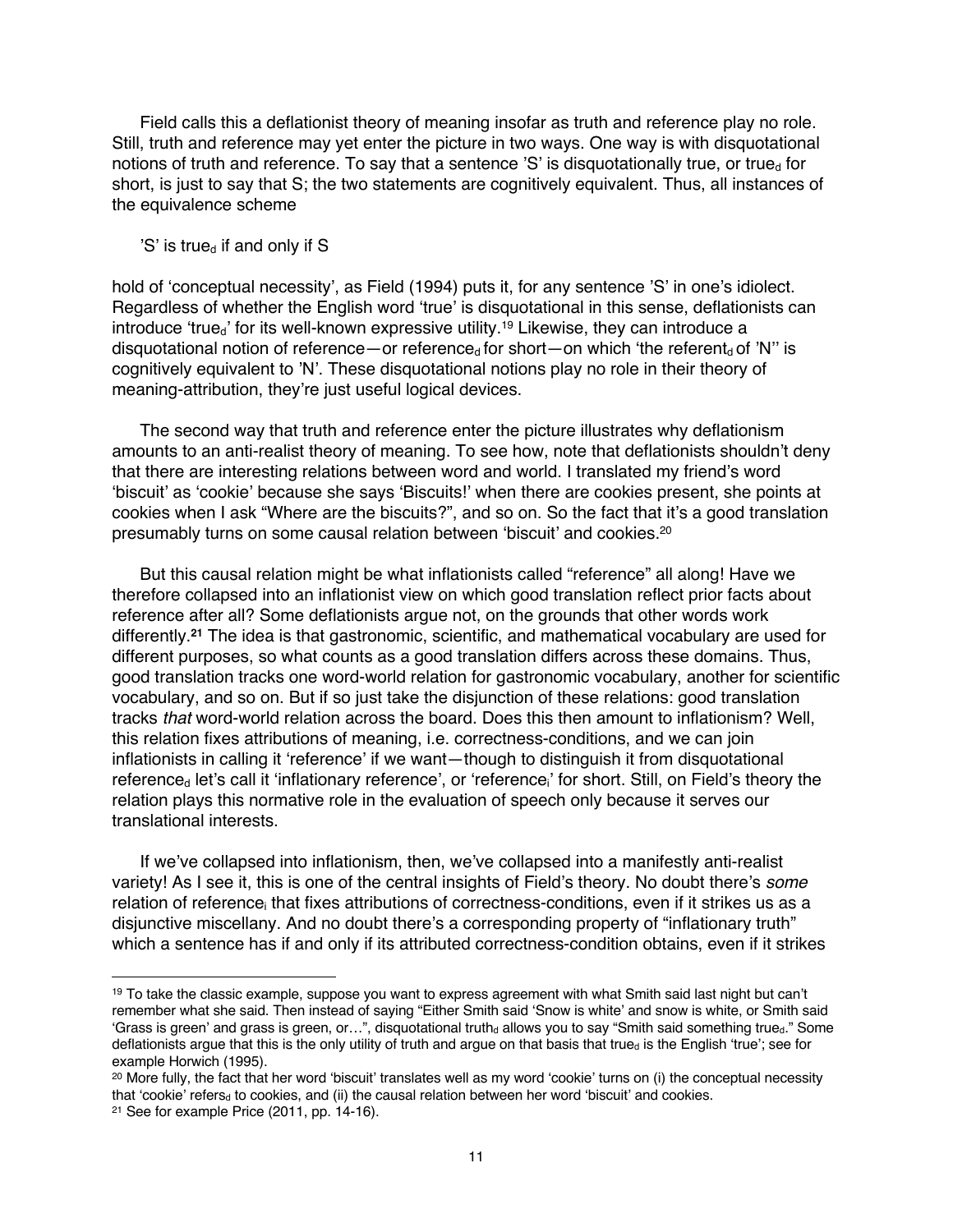Field calls this a deflationist theory of meaning insofar as truth and reference play no role. Still, truth and reference may yet enter the picture in two ways. One way is with disquotational notions of truth and reference. To say that a sentence 'S' is disquotationally true, or true$_d$ for short, is just to say that S; the two statements are cognitively equivalent. Thus, all instances of the equivalence scheme

'S' is true$_d$ if and only if S

hold of 'conceptual necessity', as Field (1994) puts it, for any sentence 'S' in one's idiolect. Regardless of whether the English word 'true' is disquotational in this sense, deflationists can introduce 'true$_d$' for its well-known expressive utility.[19] Likewise, they can introduce a disquotational notion of reference—or reference$_d$ for short—on which 'the referent$_d$ of 'N'' is cognitively equivalent to 'N'. These disquotational notions play no role in their theory of meaning-attribution, they're just useful logical devices.

The second way that truth and reference enter the picture illustrates why deflationism amounts to an anti-realist theory of meaning. To see how, note that deflationists shouldn't deny that there are interesting relations between word and world. I translated my friend's word 'biscuit' as 'cookie' because she says 'Biscuits!' when there are cookies present, she points at cookies when I ask "Where are the biscuits?", and so on. So the fact that it's a good translation presumably turns on some causal relation between 'biscuit' and cookies.[20]

But this causal relation might be what inflationists called "reference" all along! Have we therefore collapsed into an inflationist view on which good translation reflect prior facts about reference after all? Some deflationists argue not, on the grounds that other words work differently.**[21]** The idea is that gastronomic, scientific, and mathematical vocabulary are used for different purposes, so what counts as a good translation differs across these domains. Thus, good translation tracks one word-world relation for gastronomic vocabulary, another for scientific vocabulary, and so on. But if so just take the disjunction of these relations: good translation tracks *that* word-world relation across the board. Does this then amount to inflationism? Well, this relation fixes attributions of meaning, i.e. correctness-conditions, and we can join inflationists in calling it 'reference' if we want—though to distinguish it from disquotational reference$_d$ let's call it 'inflationary reference', or 'reference$_i$' for short. Still, on Field's theory the relation plays this normative role in the evaluation of speech only because it serves our translational interests.

If we've collapsed into inflationism, then, we've collapsed into a manifestly anti-realist variety! As I see it, this is one of the central insights of Field's theory. No doubt there's *some* relation of reference$_i$ that fixes attributions of correctness-conditions, even if it strikes us as a disjunctive miscellany. And no doubt there's a corresponding property of "inflationary truth" which a sentence has if and only if its attributed correctness-condition obtains, even if it strikes

---

[19] To take the classic example, suppose you want to express agreement with what Smith said last night but can't remember what she said. Then instead of saying "Either Smith said 'Snow is white' and snow is white, or Smith said 'Grass is green' and grass is green, or…", disquotational truth$_d$ allows you to say "Smith said something true$_d$." Some deflationists argue that this is the only utility of truth and argue on that basis that true$_d$ is the English 'true'; see for example Horwich (1995).

[20] More fully, the fact that her word 'biscuit' translates well as my word 'cookie' turns on (i) the conceptual necessity that 'cookie' refers$_d$ to cookies, and (ii) the causal relation between her word 'biscuit' and cookies.

[21] See for example Price (2011, pp. 14-16).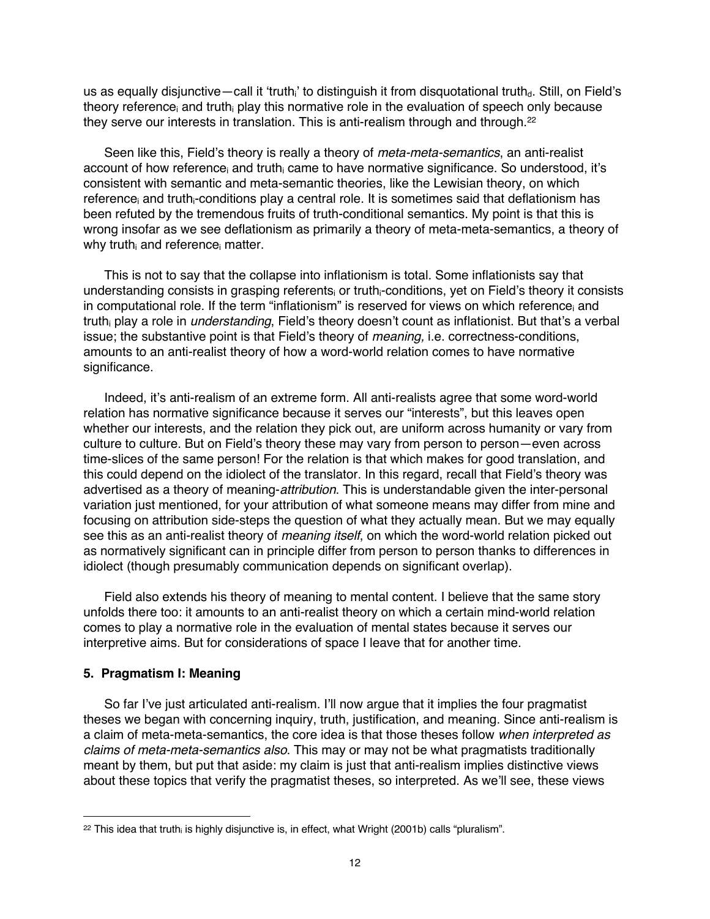us as equally disjunctive—call it 'truth$_i$' to distinguish it from disquotational truth$_d$. Still, on Field's theory reference$_i$ and truth$_i$ play this normative role in the evaluation of speech only because they serve our interests in translation. This is anti-realism through and through.[22]

Seen like this, Field's theory is really a theory of *meta-meta-semantics*, an anti-realist account of how reference$_i$ and truth$_i$ came to have normative significance. So understood, it's consistent with semantic and meta-semantic theories, like the Lewisian theory, on which reference$_i$ and truth$_i$-conditions play a central role. It is sometimes said that deflationism has been refuted by the tremendous fruits of truth-conditional semantics. My point is that this is wrong insofar as we see deflationism as primarily a theory of meta-meta-semantics, a theory of why truth$_i$ and reference$_i$ matter.

This is not to say that the collapse into inflationism is total. Some inflationists say that understanding consists in grasping referents$_i$ or truth$_i$-conditions, yet on Field's theory it consists in computational role. If the term "inflationism" is reserved for views on which reference$_i$ and truth$_i$ play a role in *understanding*, Field's theory doesn't count as inflationist. But that's a verbal issue; the substantive point is that Field's theory of *meaning,* i.e. correctness-conditions, amounts to an anti-realist theory of how a word-world relation comes to have normative significance.

Indeed, it's anti-realism of an extreme form. All anti-realists agree that some word-world relation has normative significance because it serves our "interests", but this leaves open whether our interests, and the relation they pick out, are uniform across humanity or vary from culture to culture. But on Field's theory these may vary from person to person—even across time-slices of the same person! For the relation is that which makes for good translation, and this could depend on the idiolect of the translator. In this regard, recall that Field's theory was advertised as a theory of meaning-*attribution*. This is understandable given the inter-personal variation just mentioned, for your attribution of what someone means may differ from mine and focusing on attribution side-steps the question of what they actually mean. But we may equally see this as an anti-realist theory of *meaning itself*, on which the word-world relation picked out as normatively significant can in principle differ from person to person thanks to differences in idiolect (though presumably communication depends on significant overlap).

Field also extends his theory of meaning to mental content. I believe that the same story unfolds there too: it amounts to an anti-realist theory on which a certain mind-world relation comes to play a normative role in the evaluation of mental states because it serves our interpretive aims. But for considerations of space I leave that for another time.

## 5. Pragmatism I: Meaning

So far I've just articulated anti-realism. I'll now argue that it implies the four pragmatist theses we began with concerning inquiry, truth, justification, and meaning. Since anti-realism is a claim of meta-meta-semantics, the core idea is that those theses follow *when interpreted as claims of meta-meta-semantics also*. This may or may not be what pragmatists traditionally meant by them, but put that aside: my claim is just that anti-realism implies distinctive views about these topics that verify the pragmatist theses, so interpreted. As we'll see, these views

[22] This idea that truth$_i$ is highly disjunctive is, in effect, what Wright (2001b) calls "pluralism".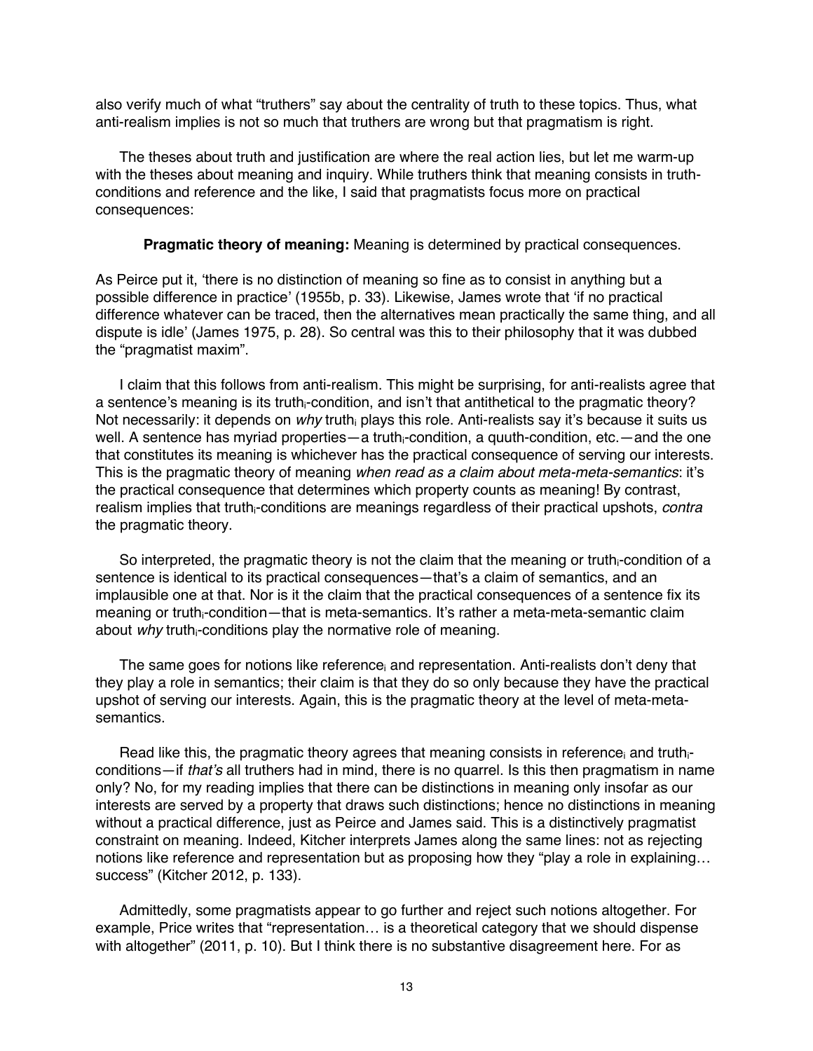also verify much of what "truthers" say about the centrality of truth to these topics. Thus, what anti-realism implies is not so much that truthers are wrong but that pragmatism is right.

The theses about truth and justification are where the real action lies, but let me warm-up with the theses about meaning and inquiry. While truthers think that meaning consists in truth-conditions and reference and the like, I said that pragmatists focus more on practical consequences:

**Pragmatic theory of meaning:** Meaning is determined by practical consequences.

As Peirce put it, 'there is no distinction of meaning so fine as to consist in anything but a possible difference in practice' (1955b, p. 33). Likewise, James wrote that 'if no practical difference whatever can be traced, then the alternatives mean practically the same thing, and all dispute is idle' (James 1975, p. 28). So central was this to their philosophy that it was dubbed the "pragmatist maxim".

I claim that this follows from anti-realism. This might be surprising, for anti-realists agree that a sentence's meaning is its $truth_i$-condition, and isn't that antithetical to the pragmatic theory? Not necessarily: it depends on *why* $truth_i$ plays this role. Anti-realists say it's because it suits us well. A sentence has myriad properties—a $truth_i$-condition, a quuth-condition, etc.—and the one that constitutes its meaning is whichever has the practical consequence of serving our interests. This is the pragmatic theory of meaning *when read as a claim about meta-meta-semantics*: it's the practical consequence that determines which property counts as meaning! By contrast, realism implies that $truth_i$-conditions are meanings regardless of their practical upshots, *contra* the pragmatic theory.

So interpreted, the pragmatic theory is not the claim that the meaning or $truth_i$-condition of a sentence is identical to its practical consequences—that's a claim of semantics, and an implausible one at that. Nor is it the claim that the practical consequences of a sentence fix its meaning or $truth_i$-condition—that is meta-semantics. It's rather a meta-meta-semantic claim about *why* $truth_i$-conditions play the normative role of meaning.

The same goes for notions like $reference_i$ and representation. Anti-realists don't deny that they play a role in semantics; their claim is that they do so only because they have the practical upshot of serving our interests. Again, this is the pragmatic theory at the level of meta-meta-semantics.

Read like this, the pragmatic theory agrees that meaning consists in $reference_i$ and $truth_i$-conditions—if *that's* all truthers had in mind, there is no quarrel. Is this then pragmatism in name only? No, for my reading implies that there can be distinctions in meaning only insofar as our interests are served by a property that draws such distinctions; hence no distinctions in meaning without a practical difference, just as Peirce and James said. This is a distinctively pragmatist constraint on meaning. Indeed, Kitcher interprets James along the same lines: not as rejecting notions like reference and representation but as proposing how they "play a role in explaining… success" (Kitcher 2012, p. 133).

Admittedly, some pragmatists appear to go further and reject such notions altogether. For example, Price writes that "representation… is a theoretical category that we should dispense with altogether" (2011, p. 10). But I think there is no substantive disagreement here. For as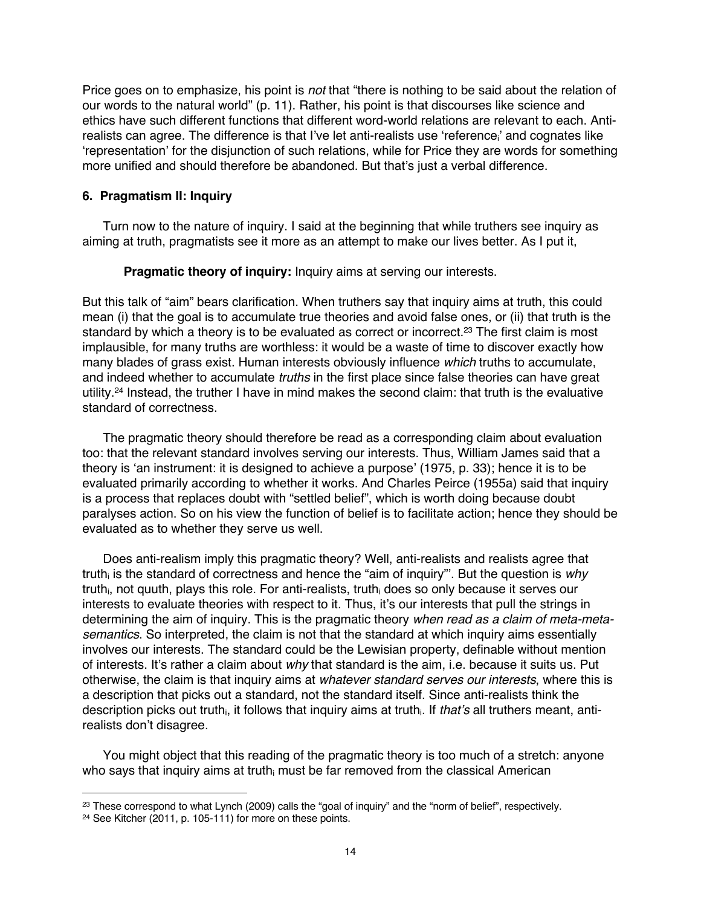Price goes on to emphasize, his point is *not* that “there is nothing to be said about the relation of our words to the natural world” (p. 11). Rather, his point is that discourses like science and ethics have such different functions that different word-world relations are relevant to each. Anti-realists can agree. The difference is that I’ve let anti-realists use ‘reference$_i$’ and cognates like ‘representation’ for the disjunction of such relations, while for Price they are words for something more unified and should therefore be abandoned. But that’s just a verbal difference.

### 6. Pragmatism II: Inquiry

Turn now to the nature of inquiry. I said at the beginning that while truthers see inquiry as aiming at truth, pragmatists see it more as an attempt to make our lives better. As I put it,

> **Pragmatic theory of inquiry:** Inquiry aims at serving our interests.

But this talk of “aim” bears clarification. When truthers say that inquiry aims at truth, this could mean (i) that the goal is to accumulate true theories and avoid false ones, or (ii) that truth is the standard by which a theory is to be evaluated as correct or incorrect.[23] The first claim is most implausible, for many truths are worthless: it would be a waste of time to discover exactly how many blades of grass exist. Human interests obviously influence *which* truths to accumulate, and indeed whether to accumulate *truths* in the first place since false theories can have great utility.[24] Instead, the truther I have in mind makes the second claim: that truth is the evaluative standard of correctness.

The pragmatic theory should therefore be read as a corresponding claim about evaluation too: that the relevant standard involves serving our interests. Thus, William James said that a theory is ‘an instrument: it is designed to achieve a purpose’ (1975, p. 33); hence it is to be evaluated primarily according to whether it works. And Charles Peirce (1955a) said that inquiry is a process that replaces doubt with “settled belief”, which is worth doing because doubt paralyses action. So on his view the function of belief is to facilitate action; hence they should be evaluated as to whether they serve us well.

Does anti-realism imply this pragmatic theory? Well, anti-realists and realists agree that truth$_i$ is the standard of correctness and hence the “aim of inquiry”’. But the question is *why* truth$_i$, not quuth, plays this role. For anti-realists, truth$_i$ does so only because it serves our interests to evaluate theories with respect to it. Thus, it’s our interests that pull the strings in determining the aim of inquiry. This is the pragmatic theory *when read as a claim of meta-meta-semantics*. So interpreted, the claim is not that the standard at which inquiry aims essentially involves our interests. The standard could be the Lewisian property, definable without mention of interests. It’s rather a claim about *why* that standard is the aim, i.e. because it suits us. Put otherwise, the claim is that inquiry aims at *whatever standard serves our interests*, where this is a description that picks out a standard, not the standard itself. Since anti-realists think the description picks out truth$_i$, it follows that inquiry aims at truth$_i$. If *that’s* all truthers meant, anti-realists don’t disagree.

You might object that this reading of the pragmatic theory is too much of a stretch: anyone who says that inquiry aims at truth$_i$ must be far removed from the classical American

---

[23] These correspond to what Lynch (2009) calls the “goal of inquiry” and the “norm of belief”, respectively.

[24] See Kitcher (2011, p. 105-111) for more on these points.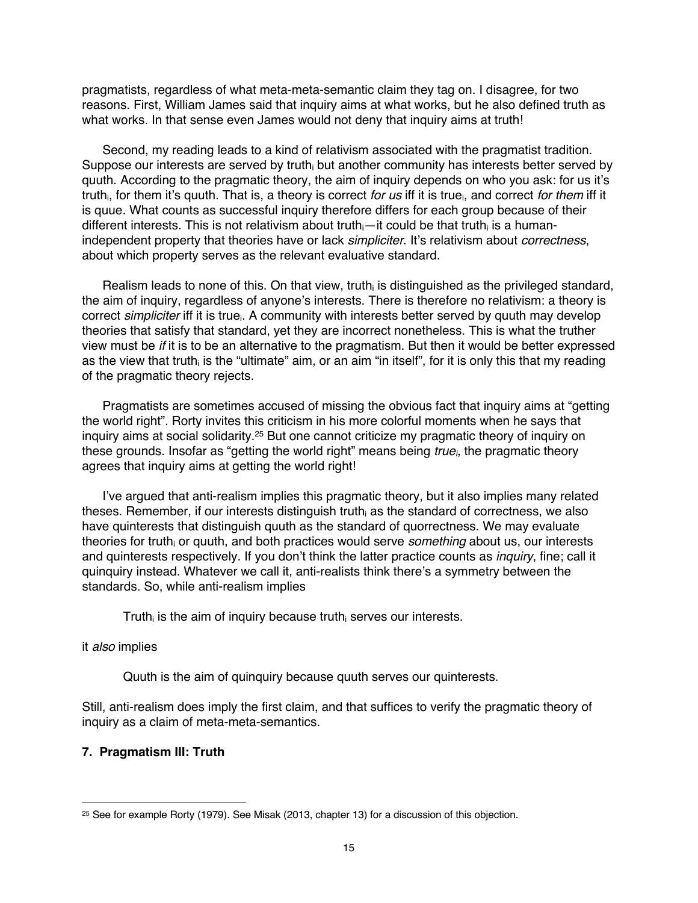pragmatists, regardless of what meta-meta-semantic claim they tag on. I disagree, for two reasons. First, William James said that inquiry aims at what works, but he also defined truth as what works. In that sense even James would not deny that inquiry aims at truth!

Second, my reading leads to a kind of relativism associated with the pragmatist tradition. Suppose our interests are served by truth$_i$ but another community has interests better served by quuth. According to the pragmatic theory, the aim of inquiry depends on who you ask: for us it's truth$_i$, for them it's quuth. That is, a theory is correct *for us* iff it is true$_i$, and correct *for them* iff it is quue. What counts as successful inquiry therefore differs for each group because of their different interests. This is not relativism about truth$_i$—it could be that truth$_i$ is a human-independent property that theories have or lack *simpliciter*. It's relativism about *correctness*, about which property serves as the relevant evaluative standard.

Realism leads to none of this. On that view, truth$_i$ is distinguished as the privileged standard, the aim of inquiry, regardless of anyone's interests. There is therefore no relativism: a theory is correct *simpliciter* iff it is true$_i$. A community with interests better served by quuth may develop theories that satisfy that standard, yet they are incorrect nonetheless. This is what the truther view must be *if* it is to be an alternative to the pragmatism. But then it would be better expressed as the view that truth$_i$ is the "ultimate" aim, or an aim "in itself", for it is only this that my reading of the pragmatic theory rejects.

Pragmatists are sometimes accused of missing the obvious fact that inquiry aims at "getting the world right". Rorty invites this criticism in his more colorful moments when he says that inquiry aims at social solidarity.[25] But one cannot criticize my pragmatic theory of inquiry on these grounds. Insofar as "getting the world right" means being *true$_i$*, the pragmatic theory agrees that inquiry aims at getting the world right!

I've argued that anti-realism implies this pragmatic theory, but it also implies many related theses. Remember, if our interests distinguish truth$_i$ as the standard of correctness, we also have quinterests that distinguish quuth as the standard of quorrectness. We may evaluate theories for truth$_i$ or quuth, and both practices would serve *something* about us, our interests and quinterests respectively. If you don't think the latter practice counts as *inquiry*, fine; call it quinquiry instead. Whatever we call it, anti-realists think there's a symmetry between the standards. So, while anti-realism implies

> Truth$_i$ is the aim of inquiry because truth$_i$ serves our interests.

it *also* implies

> Quuth is the aim of quinquiry because quuth serves our quinterests.

Still, anti-realism does imply the first claim, and that suffices to verify the pragmatic theory of inquiry as a claim of meta-meta-semantics.

## 7. Pragmatism III: Truth

---

[25] See for example Rorty (1979). See Misak (2013, chapter 13) for a discussion of this objection.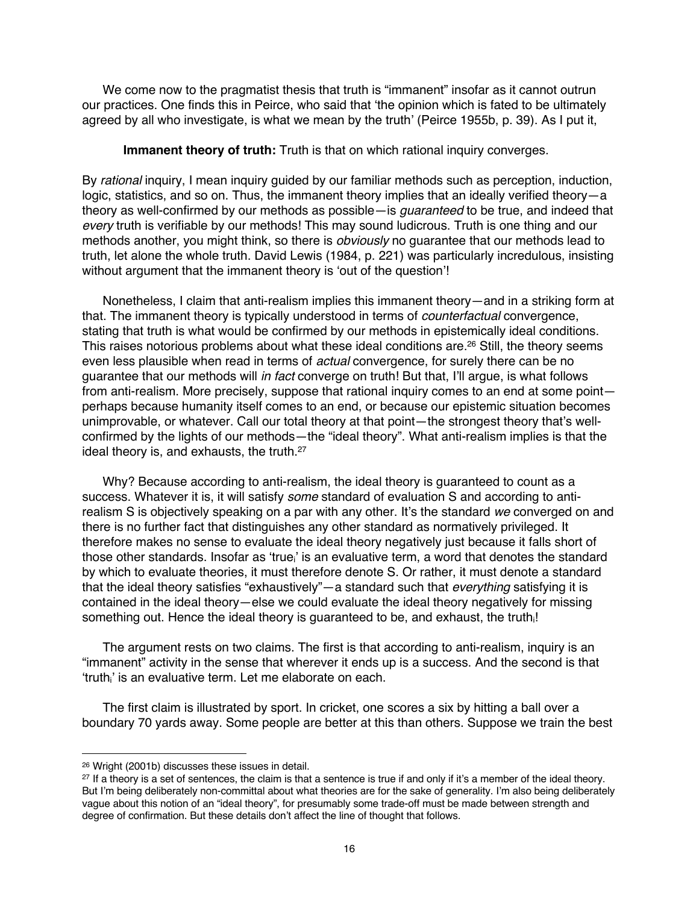We come now to the pragmatist thesis that truth is "immanent" insofar as it cannot outrun our practices. One finds this in Peirce, who said that 'the opinion which is fated to be ultimately agreed by all who investigate, is what we mean by the truth' (Peirce 1955b, p. 39). As I put it,

> **Immanent theory of truth:** Truth is that on which rational inquiry converges.

By *rational* inquiry, I mean inquiry guided by our familiar methods such as perception, induction, logic, statistics, and so on. Thus, the immanent theory implies that an ideally verified theory—a theory as well-confirmed by our methods as possible—is *guaranteed* to be true, and indeed that *every* truth is verifiable by our methods! This may sound ludicrous. Truth is one thing and our methods another, you might think, so there is *obviously* no guarantee that our methods lead to truth, let alone the whole truth. David Lewis (1984, p. 221) was particularly incredulous, insisting without argument that the immanent theory is 'out of the question'!

Nonetheless, I claim that anti-realism implies this immanent theory—and in a striking form at that. The immanent theory is typically understood in terms of *counterfactual* convergence, stating that truth is what would be confirmed by our methods in epistemically ideal conditions. This raises notorious problems about what these ideal conditions are.[26] Still, the theory seems even less plausible when read in terms of *actual* convergence, for surely there can be no guarantee that our methods will *in fact* converge on truth! But that, I'll argue, is what follows from anti-realism. More precisely, suppose that rational inquiry comes to an end at some point—perhaps because humanity itself comes to an end, or because our epistemic situation becomes unimprovable, or whatever. Call our total theory at that point—the strongest theory that's well-confirmed by the lights of our methods—the "ideal theory". What anti-realism implies is that the ideal theory is, and exhausts, the truth.[27]

Why? Because according to anti-realism, the ideal theory is guaranteed to count as a success. Whatever it is, it will satisfy *some* standard of evaluation S and according to anti-realism S is objectively speaking on a par with any other. It's the standard *we* converged on and there is no further fact that distinguishes any other standard as normatively privileged. It therefore makes no sense to evaluate the ideal theory negatively just because it falls short of those other standards. Insofar as 'true$_i$' is an evaluative term, a word that denotes the standard by which to evaluate theories, it must therefore denote S. Or rather, it must denote a standard that the ideal theory satisfies "exhaustively"—a standard such that *everything* satisfying it is contained in the ideal theory—else we could evaluate the ideal theory negatively for missing something out. Hence the ideal theory is guaranteed to be, and exhaust, the truth$_i$!

The argument rests on two claims. The first is that according to anti-realism, inquiry is an "immanent" activity in the sense that wherever it ends up is a success. And the second is that 'truth$_i$' is an evaluative term. Let me elaborate on each.

The first claim is illustrated by sport. In cricket, one scores a six by hitting a ball over a boundary 70 yards away. Some people are better at this than others. Suppose we train the best

---

[26] Wright (2001b) discusses these issues in detail.

[27] If a theory is a set of sentences, the claim is that a sentence is true if and only if it's a member of the ideal theory. But I'm being deliberately non-committal about what theories are for the sake of generality. I'm also being deliberately vague about this notion of an "ideal theory", for presumably some trade-off must be made between strength and degree of confirmation. But these details don't affect the line of thought that follows.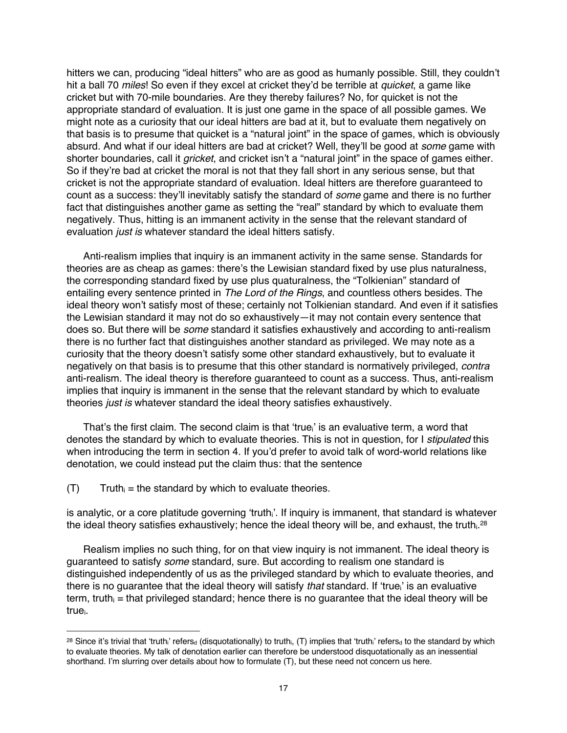hitters we can, producing "ideal hitters" who are as good as humanly possible. Still, they couldn't hit a ball 70 *miles*! So even if they excel at cricket they'd be terrible at *quicket*, a game like cricket but with 70-mile boundaries. Are they thereby failures? No, for quicket is not the appropriate standard of evaluation. It is just one game in the space of all possible games. We might note as a curiosity that our ideal hitters are bad at it, but to evaluate them negatively on that basis is to presume that quicket is a "natural joint" in the space of games, which is obviously absurd. And what if our ideal hitters are bad at cricket? Well, they'll be good at *some* game with shorter boundaries, call it *gricket*, and cricket isn't a "natural joint" in the space of games either. So if they're bad at cricket the moral is not that they fall short in any serious sense, but that cricket is not the appropriate standard of evaluation. Ideal hitters are therefore guaranteed to count as a success: they'll inevitably satisfy the standard of *some* game and there is no further fact that distinguishes another game as setting the "real" standard by which to evaluate them negatively. Thus, hitting is an immanent activity in the sense that the relevant standard of evaluation *just is* whatever standard the ideal hitters satisfy.

Anti-realism implies that inquiry is an immanent activity in the same sense. Standards for theories are as cheap as games: there's the Lewisian standard fixed by use plus naturalness, the corresponding standard fixed by use plus quaturalness, the "Tolkienian" standard of entailing every sentence printed in *The Lord of the Rings*, and countless others besides. The ideal theory won't satisfy most of these; certainly not Tolkienian standard. And even if it satisfies the Lewisian standard it may not do so exhaustively—it may not contain every sentence that does so. But there will be *some* standard it satisfies exhaustively and according to anti-realism there is no further fact that distinguishes another standard as privileged. We may note as a curiosity that the theory doesn't satisfy some other standard exhaustively, but to evaluate it negatively on that basis is to presume that this other standard is normatively privileged, *contra* anti-realism. The ideal theory is therefore guaranteed to count as a success. Thus, anti-realism implies that inquiry is immanent in the sense that the relevant standard by which to evaluate theories *just is* whatever standard the ideal theory satisfies exhaustively.

That's the first claim. The second claim is that 'true$_i$' is an evaluative term, a word that denotes the standard by which to evaluate theories. This is not in question, for I *stipulated* this when introducing the term in section 4. If you'd prefer to avoid talk of word-world relations like denotation, we could instead put the claim thus: that the sentence

(T) Truth$_i$ = the standard by which to evaluate theories.

is analytic, or a core platitude governing 'truth$_i$'. If inquiry is immanent, that standard is whatever the ideal theory satisfies exhaustively; hence the ideal theory will be, and exhaust, the truth$_i$.[28]

Realism implies no such thing, for on that view inquiry is not immanent. The ideal theory is guaranteed to satisfy *some* standard, sure. But according to realism one standard is distinguished independently of us as the privileged standard by which to evaluate theories, and there is no guarantee that the ideal theory will satisfy *that* standard. If 'true$_i$' is an evaluative term, truth$_i$ = that privileged standard; hence there is no guarantee that the ideal theory will be true$_i$.

---

[28] Since it's trivial that 'truth$_i$' refers$_d$ (disquotationally) to truth$_i$, (T) implies that 'truth$_i$' refers$_d$ to the standard by which to evaluate theories. My talk of denotation earlier can therefore be understood disquotationally as an inessential shorthand. I'm slurring over details about how to formulate (T), but these need not concern us here.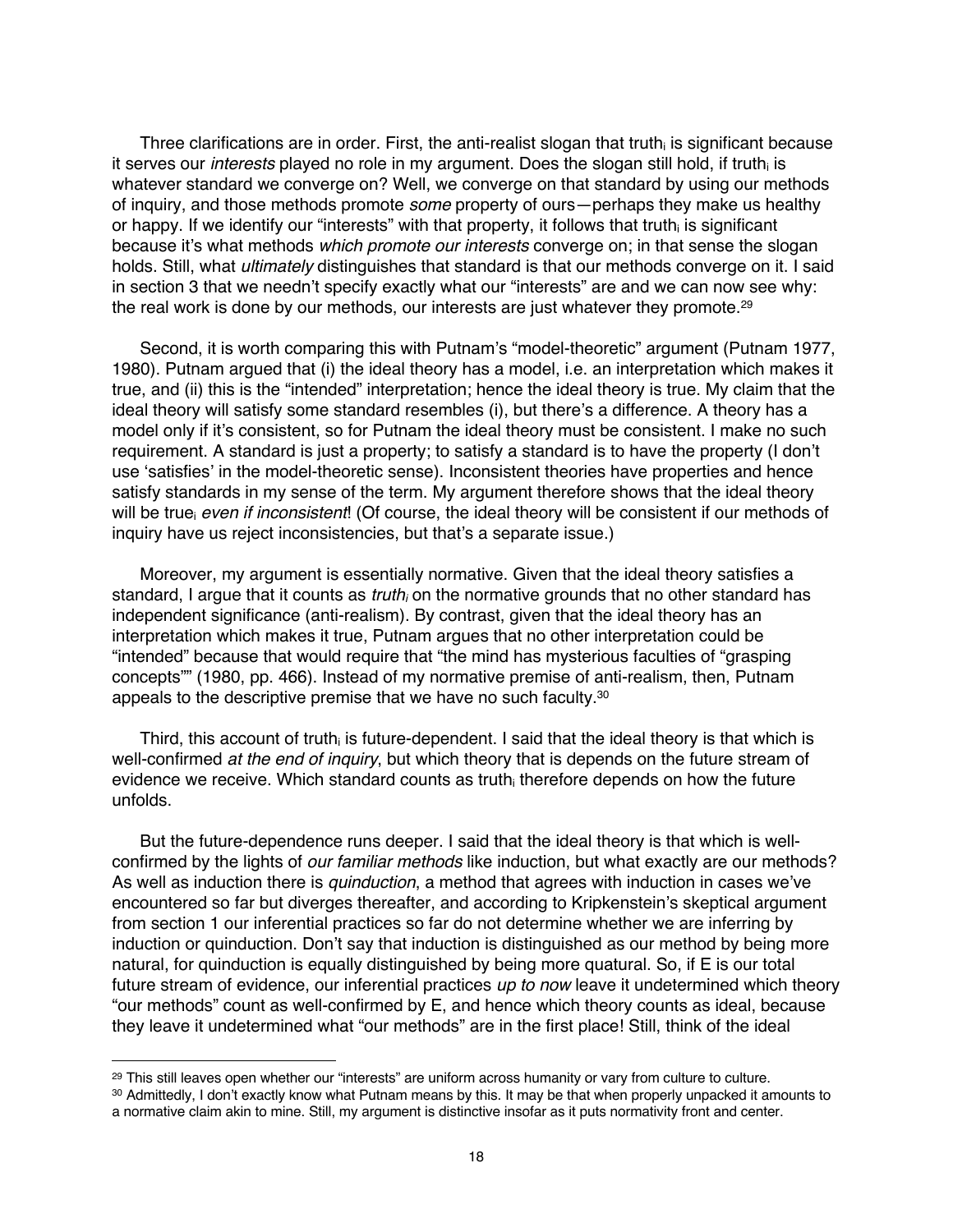Three clarifications are in order. First, the anti-realist slogan that $\text{truth}_i$ is significant because it serves our *interests* played no role in my argument. Does the slogan still hold, if $\text{truth}_i$ is whatever standard we converge on? Well, we converge on that standard by using our methods of inquiry, and those methods promote *some* property of ours—perhaps they make us healthy or happy. If we identify our "interests" with that property, it follows that $\text{truth}_i$ is significant because it's what methods *which promote our interests* converge on; in that sense the slogan holds. Still, what *ultimately* distinguishes that standard is that our methods converge on it. I said in section 3 that we needn't specify exactly what our "interests" are and we can now see why: the real work is done by our methods, our interests are just whatever they promote.[29]

Second, it is worth comparing this with Putnam's "model-theoretic" argument (Putnam 1977, 1980). Putnam argued that (i) the ideal theory has a model, i.e. an interpretation which makes it true, and (ii) this is the "intended" interpretation; hence the ideal theory is true. My claim that the ideal theory will satisfy some standard resembles (i), but there's a difference. A theory has a model only if it's consistent, so for Putnam the ideal theory must be consistent. I make no such requirement. A standard is just a property; to satisfy a standard is to have the property (I don't use 'satisfies' in the model-theoretic sense). Inconsistent theories have properties and hence satisfy standards in my sense of the term. My argument therefore shows that the ideal theory will be $\text{true}_i$ *even if inconsistent*! (Of course, the ideal theory will be consistent if our methods of inquiry have us reject inconsistencies, but that's a separate issue.)

Moreover, my argument is essentially normative. Given that the ideal theory satisfies a standard, I argue that it counts as *$\text{truth}_i$* on the normative grounds that no other standard has independent significance (anti-realism). By contrast, given that the ideal theory has an interpretation which makes it true, Putnam argues that no other interpretation could be "intended" because that would require that "the mind has mysterious faculties of "grasping concepts"" (1980, pp. 466). Instead of my normative premise of anti-realism, then, Putnam appeals to the descriptive premise that we have no such faculty.[30]

Third, this account of $\text{truth}_i$ is future-dependent. I said that the ideal theory is that which is well-confirmed *at the end of inquiry*, but which theory that is depends on the future stream of evidence we receive. Which standard counts as $\text{truth}_i$ therefore depends on how the future unfolds.

But the future-dependence runs deeper. I said that the ideal theory is that which is well-confirmed by the lights of *our familiar methods* like induction, but what exactly are our methods? As well as induction there is *quinduction*, a method that agrees with induction in cases we've encountered so far but diverges thereafter, and according to Kripkenstein's skeptical argument from section 1 our inferential practices so far do not determine whether we are inferring by induction or quinduction. Don't say that induction is distinguished as our method by being more natural, for quinduction is equally distinguished by being more quatural. So, if E is our total future stream of evidence, our inferential practices *up to now* leave it undetermined which theory "our methods" count as well-confirmed by E, and hence which theory counts as ideal, because they leave it undetermined what "our methods" are in the first place! Still, think of the ideal

---

[29] This still leaves open whether our "interests" are uniform across humanity or vary from culture to culture.

[30] Admittedly, I don't exactly know what Putnam means by this. It may be that when properly unpacked it amounts to a normative claim akin to mine. Still, my argument is distinctive insofar as it puts normativity front and center.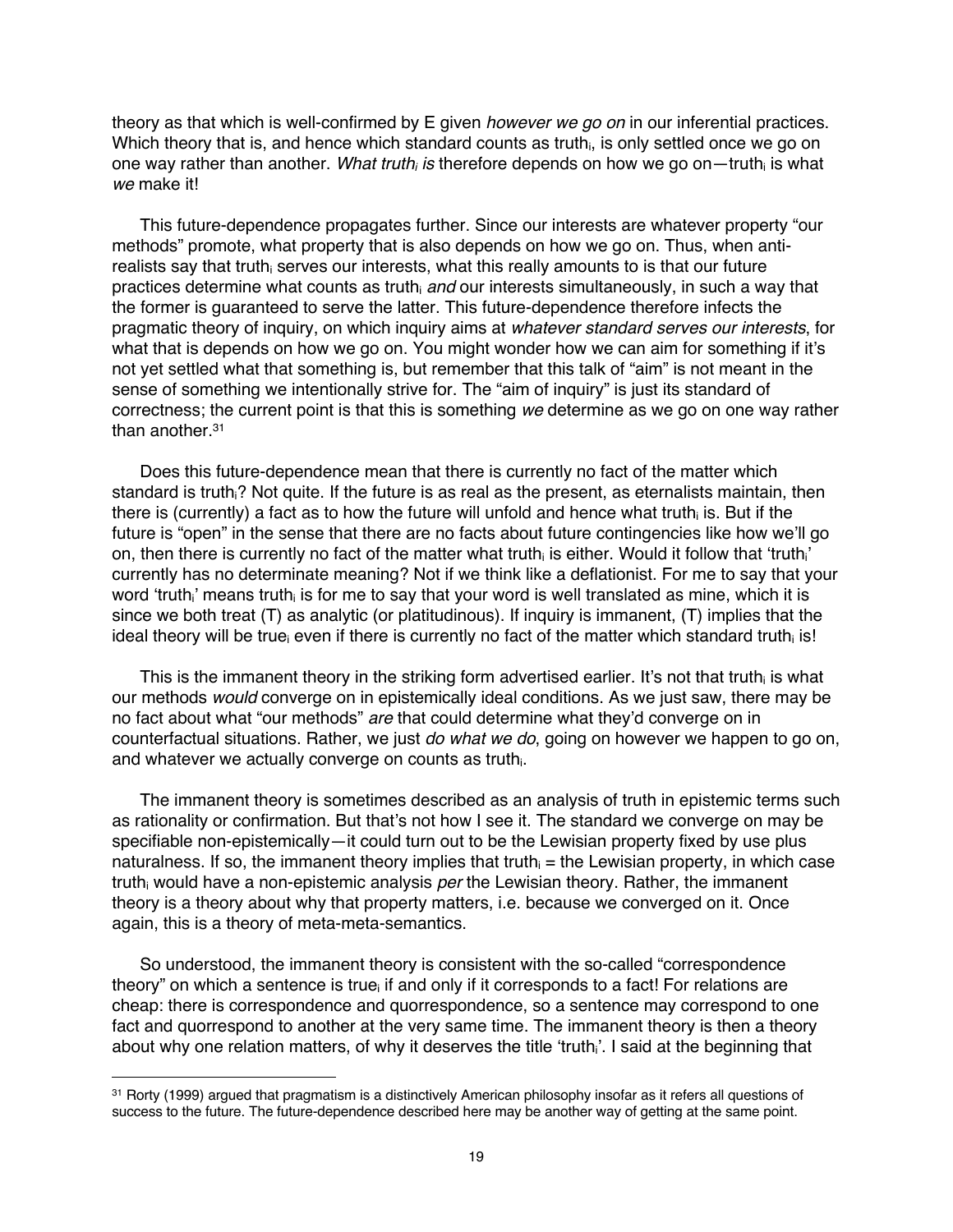theory as that which is well-confirmed by E given *however we go on* in our inferential practices. Which theory that is, and hence which standard counts as truth$_i$, is only settled once we go on one way rather than another. *What truth$_i$ is* therefore depends on how we go on—truth$_i$ is what *we* make it!

This future-dependence propagates further. Since our interests are whatever property "our methods" promote, what property that is also depends on how we go on. Thus, when anti-realists say that truth$_i$ serves our interests, what this really amounts to is that our future practices determine what counts as truth$_i$ *and* our interests simultaneously, in such a way that the former is guaranteed to serve the latter. This future-dependence therefore infects the pragmatic theory of inquiry, on which inquiry aims at *whatever standard serves our interests*, for what that is depends on how we go on. You might wonder how we can aim for something if it's not yet settled what that something is, but remember that this talk of "aim" is not meant in the sense of something we intentionally strive for. The "aim of inquiry" is just its standard of correctness; the current point is that this is something *we* determine as we go on one way rather than another.[31]

Does this future-dependence mean that there is currently no fact of the matter which standard is truth$_i$? Not quite. If the future is as real as the present, as eternalists maintain, then there is (currently) a fact as to how the future will unfold and hence what truth$_i$ is. But if the future is "open" in the sense that there are no facts about future contingencies like how we'll go on, then there is currently no fact of the matter what truth$_i$ is either. Would it follow that 'truth$_i$' currently has no determinate meaning? Not if we think like a deflationist. For me to say that your word 'truth$_i$' means truth$_i$ is for me to say that your word is well translated as mine, which it is since we both treat (T) as analytic (or platitudinous). If inquiry is immanent, (T) implies that the ideal theory will be true$_i$ even if there is currently no fact of the matter which standard truth$_i$ is!

This is the immanent theory in the striking form advertised earlier. It's not that truth$_i$ is what our methods *would* converge on in epistemically ideal conditions. As we just saw, there may be no fact about what "our methods" *are* that could determine what they'd converge on in counterfactual situations. Rather, we just *do what we do*, going on however we happen to go on, and whatever we actually converge on counts as truth$_i$.

The immanent theory is sometimes described as an analysis of truth in epistemic terms such as rationality or confirmation. But that's not how I see it. The standard we converge on may be specifiable non-epistemically—it could turn out to be the Lewisian property fixed by use plus naturalness. If so, the immanent theory implies that truth$_i$ = the Lewisian property, in which case truth$_i$ would have a non-epistemic analysis *per* the Lewisian theory. Rather, the immanent theory is a theory about why that property matters, i.e. because we converged on it. Once again, this is a theory of meta-meta-semantics.

So understood, the immanent theory is consistent with the so-called "correspondence theory" on which a sentence is true$_i$ if and only if it corresponds to a fact! For relations are cheap: there is correspondence and quorrespondence, so a sentence may correspond to one fact and quorrespond to another at the very same time. The immanent theory is then a theory about why one relation matters, of why it deserves the title 'truth$_i$'. I said at the beginning that

[31] Rorty (1999) argued that pragmatism is a distinctively American philosophy insofar as it refers all questions of success to the future. The future-dependence described here may be another way of getting at the same point.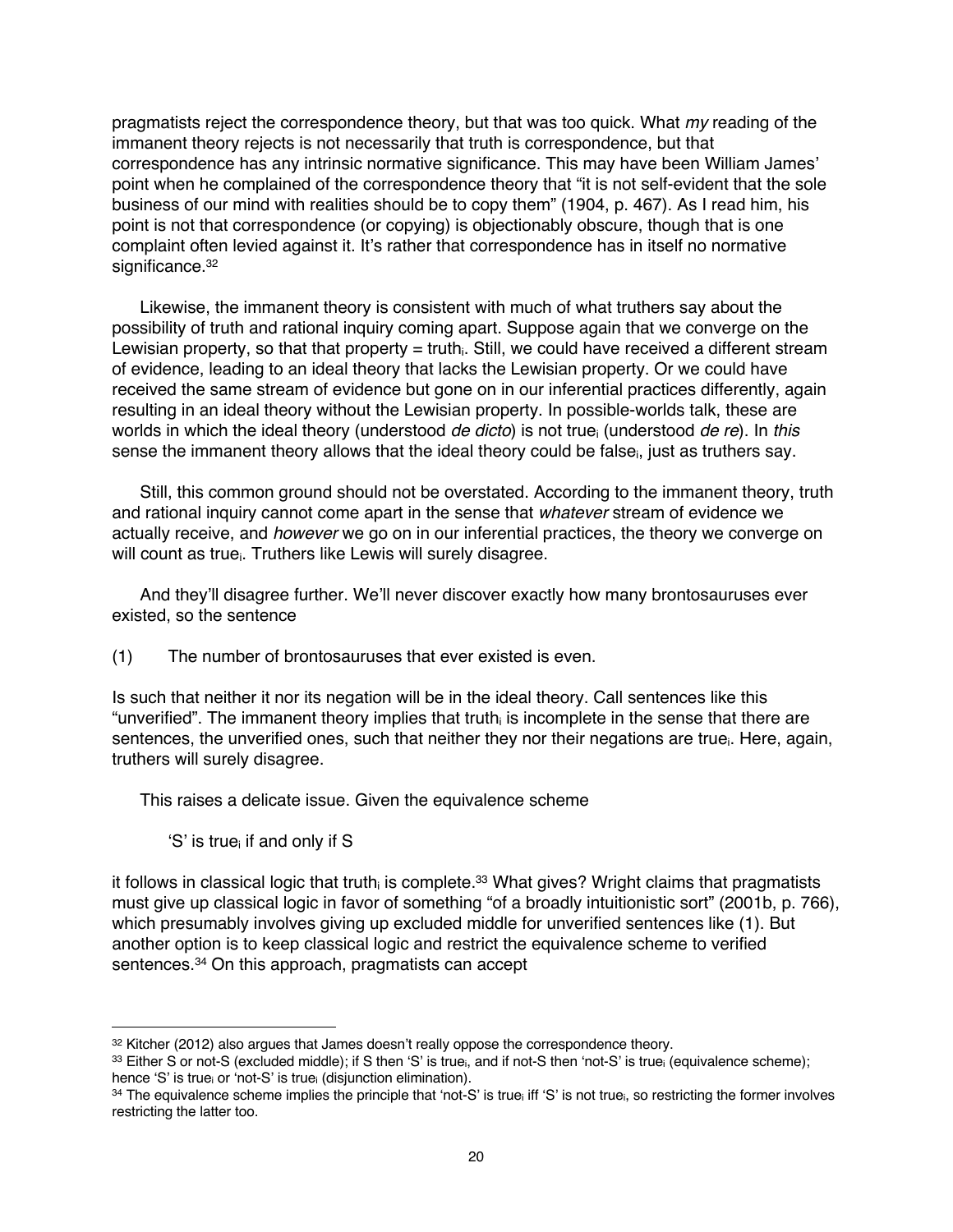pragmatists reject the correspondence theory, but that was too quick. What *my* reading of the immanent theory rejects is not necessarily that truth is correspondence, but that correspondence has any intrinsic normative significance. This may have been William James' point when he complained of the correspondence theory that "it is not self-evident that the sole business of our mind with realities should be to copy them" (1904, p. 467). As I read him, his point is not that correspondence (or copying) is objectionably obscure, though that is one complaint often levied against it. It's rather that correspondence has in itself no normative significance.[32]

Likewise, the immanent theory is consistent with much of what truthers say about the possibility of truth and rational inquiry coming apart. Suppose again that we converge on the Lewisian property, so that that property = truth$_i$. Still, we could have received a different stream of evidence, leading to an ideal theory that lacks the Lewisian property. Or we could have received the same stream of evidence but gone on in our inferential practices differently, again resulting in an ideal theory without the Lewisian property. In possible-worlds talk, these are worlds in which the ideal theory (understood *de dicto*) is not true$_i$ (understood *de re*). In *this* sense the immanent theory allows that the ideal theory could be false$_i$, just as truthers say.

Still, this common ground should not be overstated. According to the immanent theory, truth and rational inquiry cannot come apart in the sense that *whatever* stream of evidence we actually receive, and *however* we go on in our inferential practices, the theory we converge on will count as true$_i$. Truthers like Lewis will surely disagree.

And they'll disagree further. We'll never discover exactly how many brontosauruses ever existed, so the sentence

(1) The number of brontosauruses that ever existed is even.

Is such that neither it nor its negation will be in the ideal theory. Call sentences like this "unverified". The immanent theory implies that truth$_i$ is incomplete in the sense that there are sentences, the unverified ones, such that neither they nor their negations are true$_i$. Here, again, truthers will surely disagree.

This raises a delicate issue. Given the equivalence scheme

'S' is true$_i$ if and only if S

it follows in classical logic that truth$_i$ is complete.[33] What gives? Wright claims that pragmatists must give up classical logic in favor of something "of a broadly intuitionistic sort" (2001b, p. 766), which presumably involves giving up excluded middle for unverified sentences like (1). But another option is to keep classical logic and restrict the equivalence scheme to verified sentences.[34] On this approach, pragmatists can accept

---

[32] Kitcher (2012) also argues that James doesn't really oppose the correspondence theory.

[33] Either S or not-S (excluded middle); if S then 'S' is true$_i$, and if not-S then 'not-S' is true$_i$ (equivalence scheme); hence 'S' is true$_i$ or 'not-S' is true$_i$ (disjunction elimination).

[34] The equivalence scheme implies the principle that 'not-S' is true$_i$ iff 'S' is not true$_i$, so restricting the former involves restricting the latter too.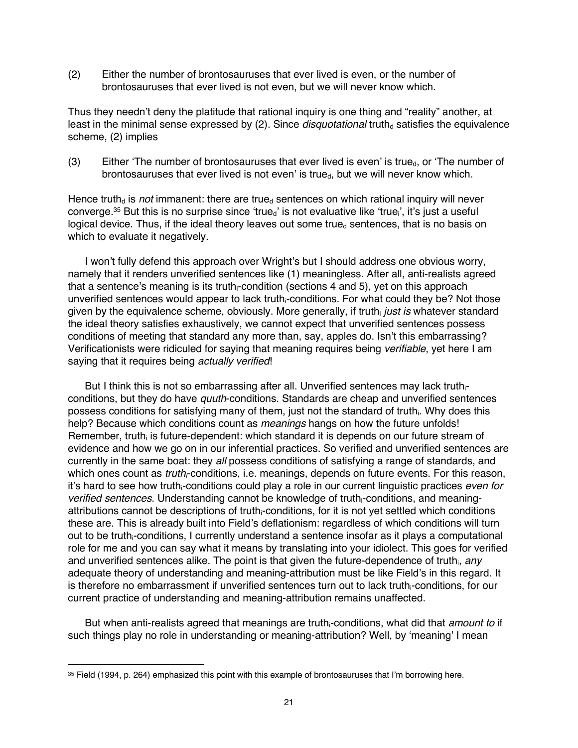(2) Either the number of brontosauruses that ever lived is even, or the number of brontosauruses that ever lived is not even, but we will never know which.

Thus they needn't deny the platitude that rational inquiry is one thing and "reality" another, at least in the minimal sense expressed by (2). Since *disquotational* truth$_d$ satisfies the equivalence scheme, (2) implies

(3) Either 'The number of brontosauruses that ever lived is even' is true$_d$, or 'The number of brontosauruses that ever lived is not even' is true$_d$, but we will never know which.

Hence truth$_d$ is *not* immanent: there are true$_d$ sentences on which rational inquiry will never converge.[35] But this is no surprise since 'true$_d$' is not evaluative like 'true$_i$', it's just a useful logical device. Thus, if the ideal theory leaves out some true$_d$ sentences, that is no basis on which to evaluate it negatively.

I won't fully defend this approach over Wright's but I should address one obvious worry, namely that it renders unverified sentences like (1) meaningless. After all, anti-realists agreed that a sentence's meaning is its truth$_i$-condition (sections 4 and 5), yet on this approach unverified sentences would appear to lack truth$_i$-conditions. For what could they be? Not those given by the equivalence scheme, obviously. More generally, if truth$_i$ *just is* whatever standard the ideal theory satisfies exhaustively, we cannot expect that unverified sentences possess conditions of meeting that standard any more than, say, apples do. Isn't this embarrassing? Verificationists were ridiculed for saying that meaning requires being *verifiable*, yet here I am saying that it requires being *actually verified*!

But I think this is not so embarrassing after all. Unverified sentences may lack truth$_i$-conditions, but they do have *quuth*-conditions. Standards are cheap and unverified sentences possess conditions for satisfying many of them, just not the standard of truth$_i$. Why does this help? Because which conditions count as *meanings* hangs on how the future unfolds! Remember, truth$_i$ is future-dependent: which standard it is depends on our future stream of evidence and how we go on in our inferential practices. So verified and unverified sentences are currently in the same boat: they *all* possess conditions of satisfying a range of standards, and which ones count as *truth$_i$*-conditions, i.e. meanings, depends on future events. For this reason, it's hard to see how truth$_i$-conditions could play a role in our current linguistic practices *even for verified sentences*. Understanding cannot be knowledge of truth$_i$-conditions, and meaning-attributions cannot be descriptions of truth$_i$-conditions, for it is not yet settled which conditions these are. This is already built into Field's deflationism: regardless of which conditions will turn out to be truth$_i$-conditions, I currently understand a sentence insofar as it plays a computational role for me and you can say what it means by translating into your idiolect. This goes for verified and unverified sentences alike. The point is that given the future-dependence of truth$_i$, *any* adequate theory of understanding and meaning-attribution must be like Field's in this regard. It is therefore no embarrassment if unverified sentences turn out to lack truth$_i$-conditions, for our current practice of understanding and meaning-attribution remains unaffected.

But when anti-realists agreed that meanings are truth$_i$-conditions, what did that *amount to* if such things play no role in understanding or meaning-attribution? Well, by 'meaning' I mean

[35] Field (1994, p. 264) emphasized this point with this example of brontosauruses that I'm borrowing here.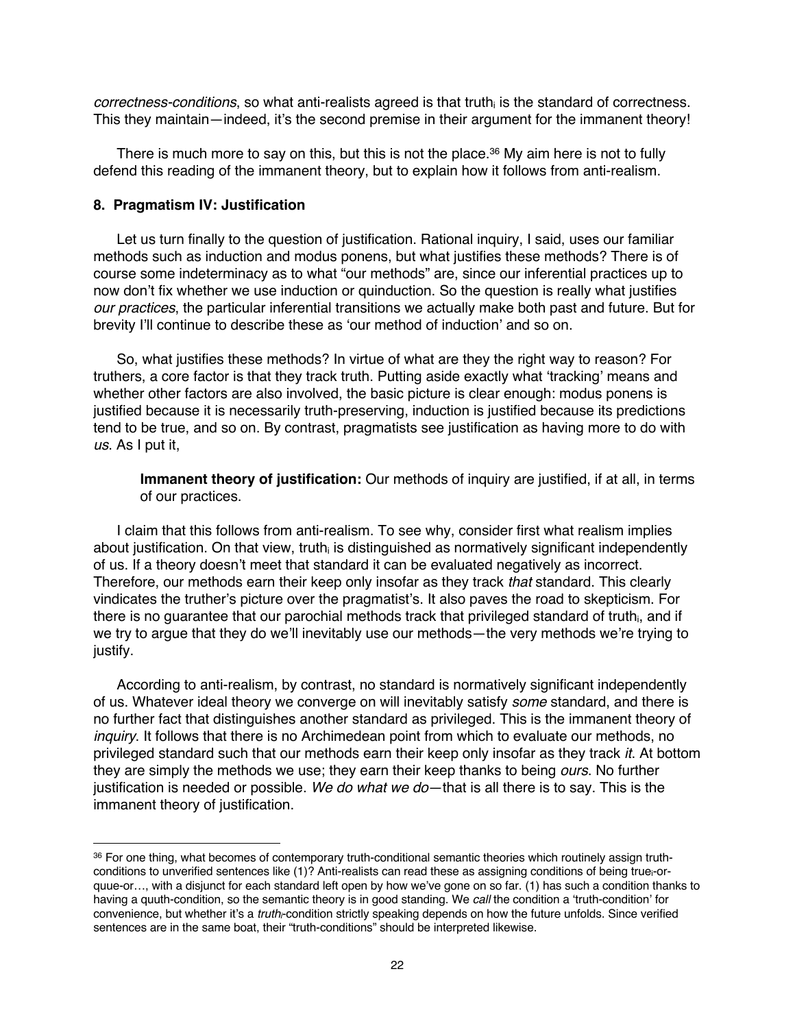*correctness-conditions*, so what anti-realists agreed is that $\text{truth}_i$ is the standard of correctness. This they maintain—indeed, it's the second premise in their argument for the immanent theory!

There is much more to say on this, but this is not the place.[36] My aim here is not to fully defend this reading of the immanent theory, but to explain how it follows from anti-realism.

### 8. Pragmatism IV: Justification

Let us turn finally to the question of justification. Rational inquiry, I said, uses our familiar methods such as induction and modus ponens, but what justifies these methods? There is of course some indeterminacy as to what "our methods" are, since our inferential practices up to now don't fix whether we use induction or quinduction. So the question is really what justifies *our practices*, the particular inferential transitions we actually make both past and future. But for brevity I'll continue to describe these as 'our method of induction' and so on.

So, what justifies these methods? In virtue of what are they the right way to reason? For truthers, a core factor is that they track truth. Putting aside exactly what 'tracking' means and whether other factors are also involved, the basic picture is clear enough: modus ponens is justified because it is necessarily truth-preserving, induction is justified because its predictions tend to be true, and so on. By contrast, pragmatists see justification as having more to do with *us*. As I put it,

> **Immanent theory of justification:** Our methods of inquiry are justified, if at all, in terms of our practices.

I claim that this follows from anti-realism. To see why, consider first what realism implies about justification. On that view, $\text{truth}_i$ is distinguished as normatively significant independently of us. If a theory doesn't meet that standard it can be evaluated negatively as incorrect. Therefore, our methods earn their keep only insofar as they track *that* standard. This clearly vindicates the truther's picture over the pragmatist's. It also paves the road to skepticism. For there is no guarantee that our parochial methods track that privileged standard of $\text{truth}_i$, and if we try to argue that they do we'll inevitably use our methods—the very methods we're trying to justify.

According to anti-realism, by contrast, no standard is normatively significant independently of us. Whatever ideal theory we converge on will inevitably satisfy *some* standard, and there is no further fact that distinguishes another standard as privileged. This is the immanent theory of *inquiry*. It follows that there is no Archimedean point from which to evaluate our methods, no privileged standard such that our methods earn their keep only insofar as they track *it*. At bottom they are simply the methods we use; they earn their keep thanks to being *ours*. No further justification is needed or possible. *We do what we do*—that is all there is to say. This is the immanent theory of justification.

---

[36] For one thing, what becomes of contemporary truth-conditional semantic theories which routinely assign truth-conditions to unverified sentences like (1)? Anti-realists can read these as assigning conditions of being $\text{true}_i$-or-quue-or…, with a disjunct for each standard left open by how we've gone on so far. (1) has such a condition thanks to having a quuth-condition, so the semantic theory is in good standing. We *call* the condition a 'truth-condition' for convenience, but whether it's a *$\text{truth}_i$*-condition strictly speaking depends on how the future unfolds. Since verified sentences are in the same boat, their "truth-conditions" should be interpreted likewise.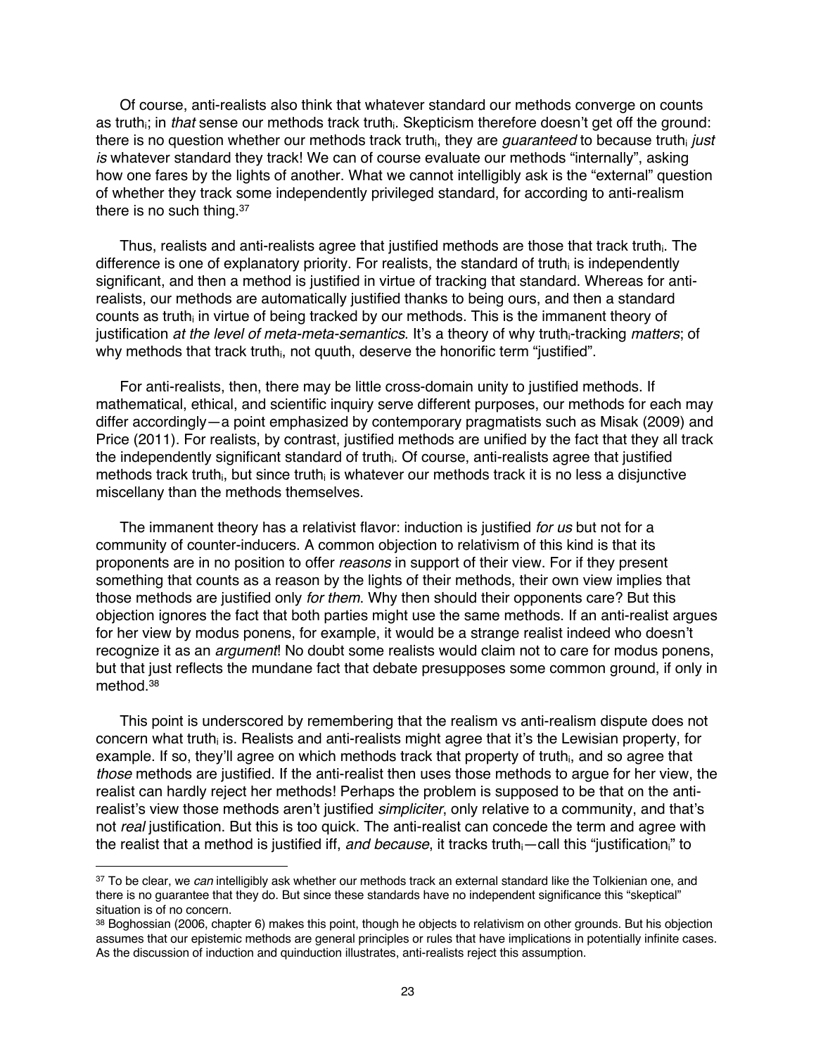Of course, anti-realists also think that whatever standard our methods converge on counts as truth$_i$; in *that* sense our methods track truth$_i$. Skepticism therefore doesn't get off the ground: there is no question whether our methods track truth$_i$, they are *guaranteed* to because truth$_i$ *just is* whatever standard they track! We can of course evaluate our methods "internally", asking how one fares by the lights of another. What we cannot intelligibly ask is the "external" question of whether they track some independently privileged standard, for according to anti-realism there is no such thing.[37]

Thus, realists and anti-realists agree that justified methods are those that track truth$_i$. The difference is one of explanatory priority. For realists, the standard of truth$_i$ is independently significant, and then a method is justified in virtue of tracking that standard. Whereas for anti-realists, our methods are automatically justified thanks to being ours, and then a standard counts as truth$_i$ in virtue of being tracked by our methods. This is the immanent theory of justification *at the level of meta-meta-semantics*. It's a theory of why truth$_i$-tracking *matters*; of why methods that track truth$_i$, not quuth, deserve the honorific term "justified".

For anti-realists, then, there may be little cross-domain unity to justified methods. If mathematical, ethical, and scientific inquiry serve different purposes, our methods for each may differ accordingly—a point emphasized by contemporary pragmatists such as Misak (2009) and Price (2011). For realists, by contrast, justified methods are unified by the fact that they all track the independently significant standard of truth$_i$. Of course, anti-realists agree that justified methods track truth$_i$, but since truth$_i$ is whatever our methods track it is no less a disjunctive miscellany than the methods themselves.

The immanent theory has a relativist flavor: induction is justified *for us* but not for a community of counter-inducers. A common objection to relativism of this kind is that its proponents are in no position to offer *reasons* in support of their view. For if they present something that counts as a reason by the lights of their methods, their own view implies that those methods are justified only *for them*. Why then should their opponents care? But this objection ignores the fact that both parties might use the same methods. If an anti-realist argues for her view by modus ponens, for example, it would be a strange realist indeed who doesn't recognize it as an *argument*! No doubt some realists would claim not to care for modus ponens, but that just reflects the mundane fact that debate presupposes some common ground, if only in method.[38]

This point is underscored by remembering that the realism vs anti-realism dispute does not concern what truth$_i$ is. Realists and anti-realists might agree that it's the Lewisian property, for example. If so, they'll agree on which methods track that property of truth$_i$, and so agree that *those* methods are justified. If the anti-realist then uses those methods to argue for her view, the realist can hardly reject her methods! Perhaps the problem is supposed to be that on the anti-realist's view those methods aren't justified *simpliciter*, only relative to a community, and that's not *real* justification. But this is too quick. The anti-realist can concede the term and agree with the realist that a method is justified iff, *and because*, it tracks truth$_i$—call this "justification$_i$" to

---

[37] To be clear, we *can* intelligibly ask whether our methods track an external standard like the Tolkienian one, and there is no guarantee that they do. But since these standards have no independent significance this "skeptical" situation is of no concern.

[38] Boghossian (2006, chapter 6) makes this point, though he objects to relativism on other grounds. But his objection assumes that our epistemic methods are general principles or rules that have implications in potentially infinite cases. As the discussion of induction and quinduction illustrates, anti-realists reject this assumption.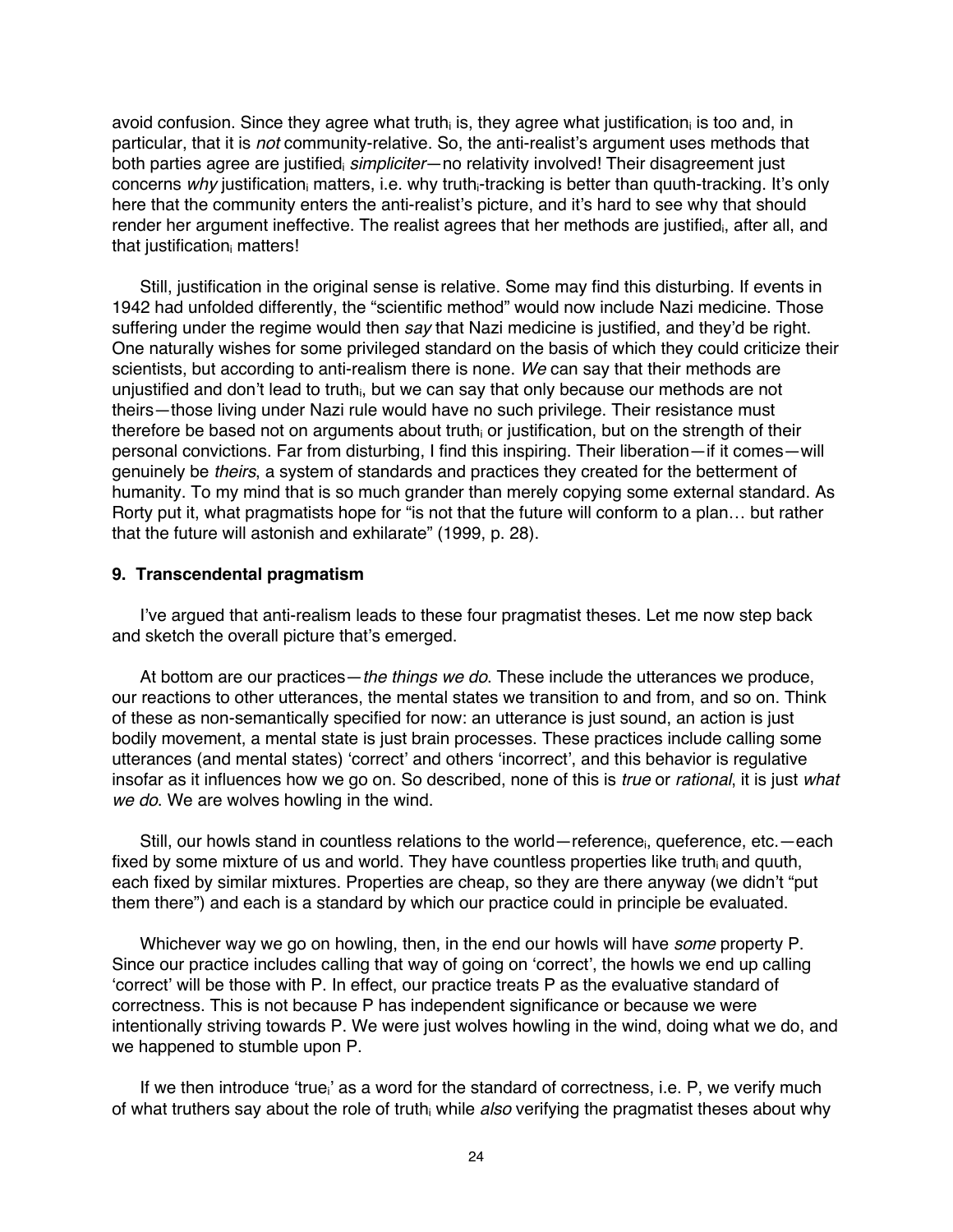avoid confusion. Since they agree what $truth_i$ is, they agree what $justification_i$ is too and, in particular, that it is *not* community-relative. So, the anti-realist's argument uses methods that both parties agree are $justified_i$ *simpliciter*—no relativity involved! Their disagreement just concerns *why* $justification_i$ matters, i.e. why $truth_i$-tracking is better than quuth-tracking. It's only here that the community enters the anti-realist's picture, and it's hard to see why that should render her argument ineffective. The realist agrees that her methods are $justified_i$, after all, and that $justification_i$ matters!

Still, justification in the original sense is relative. Some may find this disturbing. If events in 1942 had unfolded differently, the "scientific method" would now include Nazi medicine. Those suffering under the regime would then *say* that Nazi medicine is justified, and they'd be right. One naturally wishes for some privileged standard on the basis of which they could criticize their scientists, but according to anti-realism there is none. *We* can say that their methods are unjustified and don't lead to $truth_i$, but we can say that only because our methods are not theirs—those living under Nazi rule would have no such privilege. Their resistance must therefore be based not on arguments about $truth_i$ or justification, but on the strength of their personal convictions. Far from disturbing, I find this inspiring. Their liberation—if it comes—will genuinely be *theirs*, a system of standards and practices they created for the betterment of humanity. To my mind that is so much grander than merely copying some external standard. As Rorty put it, what pragmatists hope for "is not that the future will conform to a plan… but rather that the future will astonish and exhilarate" (1999, p. 28).

### 9. Transcendental pragmatism

I've argued that anti-realism leads to these four pragmatist theses. Let me now step back and sketch the overall picture that's emerged.

At bottom are our practices—*the things we do*. These include the utterances we produce, our reactions to other utterances, the mental states we transition to and from, and so on. Think of these as non-semantically specified for now: an utterance is just sound, an action is just bodily movement, a mental state is just brain processes. These practices include calling some utterances (and mental states) 'correct' and others 'incorrect', and this behavior is regulative insofar as it influences how we go on. So described, none of this is *true* or *rational*, it is just *what we do*. We are wolves howling in the wind.

Still, our howls stand in countless relations to the world—$reference_i$, queference, etc.—each fixed by some mixture of us and world. They have countless properties like $truth_i$ and quuth, each fixed by similar mixtures. Properties are cheap, so they are there anyway (we didn't "put them there") and each is a standard by which our practice could in principle be evaluated.

Whichever way we go on howling, then, in the end our howls will have *some* property P. Since our practice includes calling that way of going on 'correct', the howls we end up calling 'correct' will be those with P. In effect, our practice treats P as the evaluative standard of correctness. This is not because P has independent significance or because we were intentionally striving towards P. We were just wolves howling in the wind, doing what we do, and we happened to stumble upon P.

If we then introduce '$true_i$' as a word for the standard of correctness, i.e. P, we verify much of what truthers say about the role of $truth_i$ while *also* verifying the pragmatist theses about why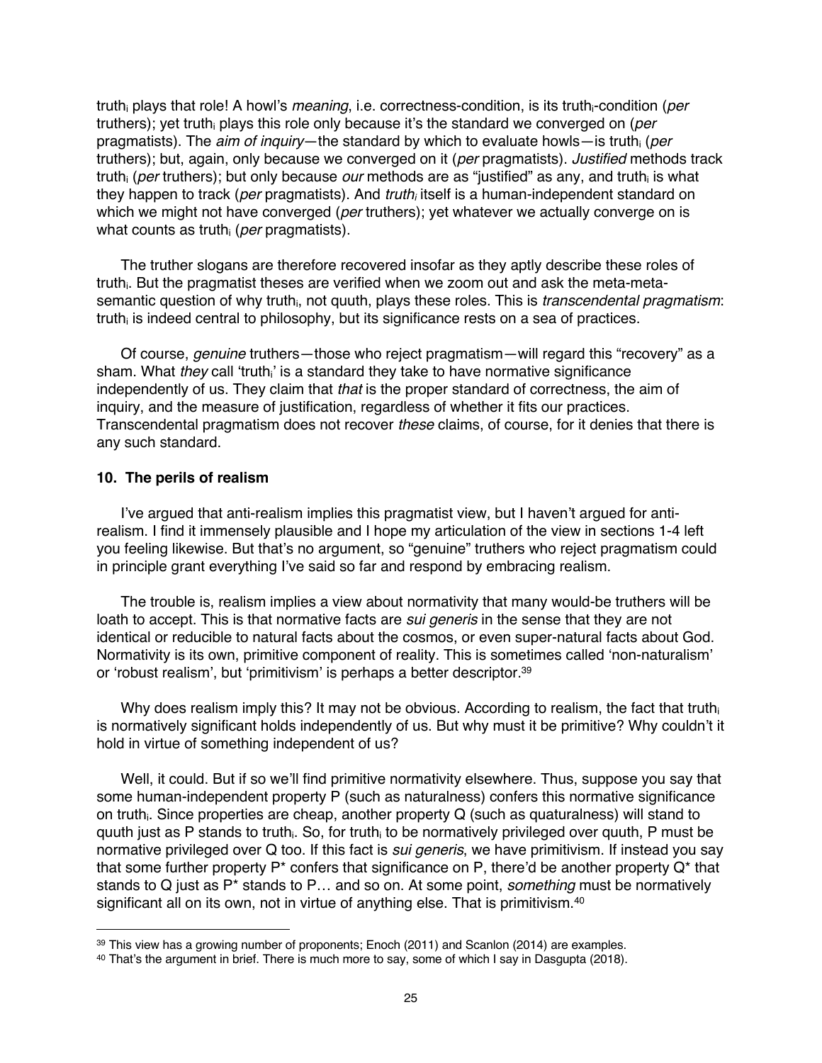truth$_i$ plays that role! A howl's *meaning*, i.e. correctness-condition, is its truth$_i$-condition (*per* truthers); yet truth$_i$ plays this role only because it's the standard we converged on (*per* pragmatists). The *aim of inquiry*—the standard by which to evaluate howls—is truth$_i$ (*per* truthers); but, again, only because we converged on it (*per* pragmatists). *Justified* methods track truth$_i$ (*per* truthers); but only because *our* methods are as "justified" as any, and truth$_i$ is what they happen to track (*per* pragmatists). And *truth$_i$* itself is a human-independent standard on which we might not have converged (*per* truthers); yet whatever we actually converge on is what counts as truth$_i$ (*per* pragmatists).

The truther slogans are therefore recovered insofar as they aptly describe these roles of truth$_i$. But the pragmatist theses are verified when we zoom out and ask the meta-meta-semantic question of why truth$_i$, not quuth, plays these roles. This is *transcendental pragmatism*: truth$_i$ is indeed central to philosophy, but its significance rests on a sea of practices.

Of course, *genuine* truthers—those who reject pragmatism—will regard this "recovery" as a sham. What *they* call 'truth$_i$' is a standard they take to have normative significance independently of us. They claim that *that* is the proper standard of correctness, the aim of inquiry, and the measure of justification, regardless of whether it fits our practices. Transcendental pragmatism does not recover *these* claims, of course, for it denies that there is any such standard.

## 10. The perils of realism

I've argued that anti-realism implies this pragmatist view, but I haven't argued for anti-realism. I find it immensely plausible and I hope my articulation of the view in sections 1-4 left you feeling likewise. But that's no argument, so "genuine" truthers who reject pragmatism could in principle grant everything I've said so far and respond by embracing realism.

The trouble is, realism implies a view about normativity that many would-be truthers will be loath to accept. This is that normative facts are *sui generis* in the sense that they are not identical or reducible to natural facts about the cosmos, or even super-natural facts about God. Normativity is its own, primitive component of reality. This is sometimes called 'non-naturalism' or 'robust realism', but 'primitivism' is perhaps a better descriptor.[39]

Why does realism imply this? It may not be obvious. According to realism, the fact that truth$_i$ is normatively significant holds independently of us. But why must it be primitive? Why couldn't it hold in virtue of something independent of us?

Well, it could. But if so we'll find primitive normativity elsewhere. Thus, suppose you say that some human-independent property P (such as naturalness) confers this normative significance on truth$_i$. Since properties are cheap, another property Q (such as quaturalness) will stand to quuth just as P stands to truth$_i$. So, for truth$_i$ to be normatively privileged over quuth, P must be normative privileged over Q too. If this fact is *sui generis*, we have primitivism. If instead you say that some further property P* confers that significance on P, there'd be another property Q* that stands to Q just as P* stands to P… and so on. At some point, *something* must be normatively significant all on its own, not in virtue of anything else. That is primitivism.[40]

---

[39] This view has a growing number of proponents; Enoch (2011) and Scanlon (2014) are examples.

[40] That's the argument in brief. There is much more to say, some of which I say in Dasgupta (2018).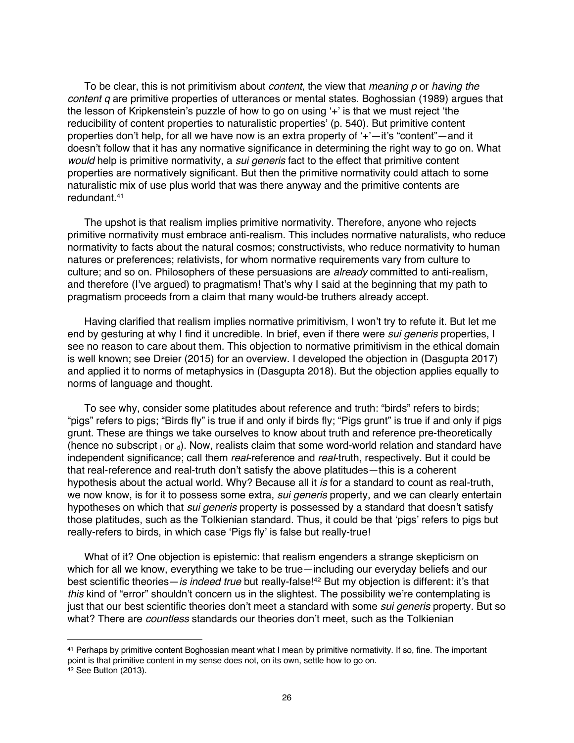To be clear, this is not primitivism about *content*, the view that *meaning p* or *having the content q* are primitive properties of utterances or mental states. Boghossian (1989) argues that the lesson of Kripkenstein's puzzle of how to go on using '+' is that we must reject 'the reducibility of content properties to naturalistic properties' (p. 540). But primitive content properties don't help, for all we have now is an extra property of '+'—it's "content"—and it doesn't follow that it has any normative significance in determining the right way to go on. What *would* help is primitive normativity, a *sui generis* fact to the effect that primitive content properties are normatively significant. But then the primitive normativity could attach to some naturalistic mix of use plus world that was there anyway and the primitive contents are redundant.[41]

The upshot is that realism implies primitive normativity. Therefore, anyone who rejects primitive normativity must embrace anti-realism. This includes normative naturalists, who reduce normativity to facts about the natural cosmos; constructivists, who reduce normativity to human natures or preferences; relativists, for whom normative requirements vary from culture to culture; and so on. Philosophers of these persuasions are *already* committed to anti-realism, and therefore (I've argued) to pragmatism! That's why I said at the beginning that my path to pragmatism proceeds from a claim that many would-be truthers already accept.

Having clarified that realism implies normative primitivism, I won't try to refute it. But let me end by gesturing at why I find it uncredible. In brief, even if there were *sui generis* properties, I see no reason to care about them. This objection to normative primitivism in the ethical domain is well known; see Dreier (2015) for an overview. I developed the objection in (Dasgupta 2017) and applied it to norms of metaphysics in (Dasgupta 2018). But the objection applies equally to norms of language and thought.

To see why, consider some platitudes about reference and truth: "birds" refers to birds; "pigs" refers to pigs; "Birds fly" is true if and only if birds fly; "Pigs grunt" is true if and only if pigs grunt. These are things we take ourselves to know about truth and reference pre-theoretically (hence no subscript $_i$ or $_d$). Now, realists claim that some word-world relation and standard have independent significance; call them *real*-reference and *real*-truth, respectively. But it could be that real-reference and real-truth don't satisfy the above platitudes—this is a coherent hypothesis about the actual world. Why? Because all it *is* for a standard to count as real-truth, we now know, is for it to possess some extra, *sui generis* property, and we can clearly entertain hypotheses on which that *sui generis* property is possessed by a standard that doesn't satisfy those platitudes, such as the Tolkienian standard. Thus, it could be that 'pigs' refers to pigs but really-refers to birds, in which case 'Pigs fly' is false but really-true!

What of it? One objection is epistemic: that realism engenders a strange skepticism on which for all we know, everything we take to be true—including our everyday beliefs and our best scientific theories—*is indeed true* but really-false![42] But my objection is different: it's that *this* kind of "error" shouldn't concern us in the slightest. The possibility we're contemplating is just that our best scientific theories don't meet a standard with some *sui generis* property. But so what? There are *countless* standards our theories don't meet, such as the Tolkienian

---

[41] Perhaps by primitive content Boghossian meant what I mean by primitive normativity. If so, fine. The important point is that primitive content in my sense does not, on its own, settle how to go on.

[42] See Button (2013).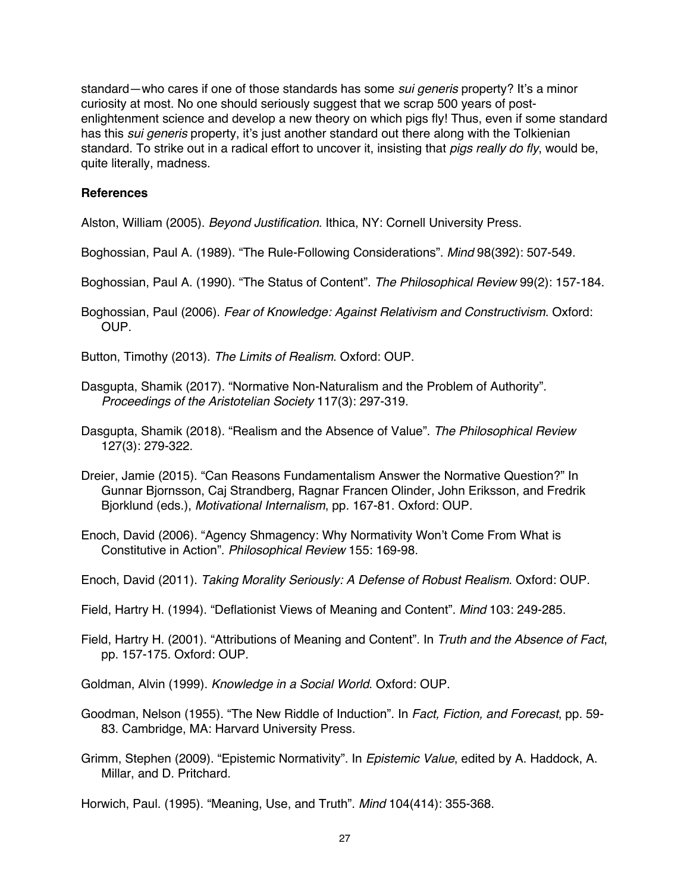standard—who cares if one of those standards has some *sui generis* property? It's a minor curiosity at most. No one should seriously suggest that we scrap 500 years of post-enlightenment science and develop a new theory on which pigs fly! Thus, even if some standard has this *sui generis* property, it's just another standard out there along with the Tolkienian standard. To strike out in a radical effort to uncover it, insisting that *pigs really do fly*, would be, quite literally, madness.

**References**

Alston, William (2005). *Beyond Justification*. Ithica, NY: Cornell University Press.

Boghossian, Paul A. (1989). "The Rule-Following Considerations". *Mind* 98(392): 507-549.

Boghossian, Paul A. (1990). "The Status of Content". *The Philosophical Review* 99(2): 157-184.

Boghossian, Paul (2006). *Fear of Knowledge: Against Relativism and Constructivism*. Oxford: OUP.

Button, Timothy (2013). *The Limits of Realism*. Oxford: OUP.

Dasgupta, Shamik (2017). "Normative Non-Naturalism and the Problem of Authority". *Proceedings of the Aristotelian Society* 117(3): 297-319.

Dasgupta, Shamik (2018). "Realism and the Absence of Value". *The Philosophical Review* 127(3): 279-322.

Dreier, Jamie (2015). "Can Reasons Fundamentalism Answer the Normative Question?" In Gunnar Bjornsson, Caj Strandberg, Ragnar Francen Olinder, John Eriksson, and Fredrik Bjorklund (eds.), *Motivational Internalism*, pp. 167-81. Oxford: OUP.

Enoch, David (2006). "Agency Shmagency: Why Normativity Won't Come From What is Constitutive in Action". *Philosophical Review* 155: 169-98.

Enoch, David (2011). *Taking Morality Seriously: A Defense of Robust Realism*. Oxford: OUP.

Field, Hartry H. (1994). "Deflationist Views of Meaning and Content". *Mind* 103: 249-285.

Field, Hartry H. (2001). "Attributions of Meaning and Content". In *Truth and the Absence of Fact*, pp. 157-175. Oxford: OUP.

Goldman, Alvin (1999). *Knowledge in a Social World*. Oxford: OUP.

Goodman, Nelson (1955). "The New Riddle of Induction". In *Fact, Fiction, and Forecast*, pp. 59-83. Cambridge, MA: Harvard University Press.

Grimm, Stephen (2009). "Epistemic Normativity". In *Epistemic Value*, edited by A. Haddock, A. Millar, and D. Pritchard.

Horwich, Paul. (1995). "Meaning, Use, and Truth". *Mind* 104(414): 355-368.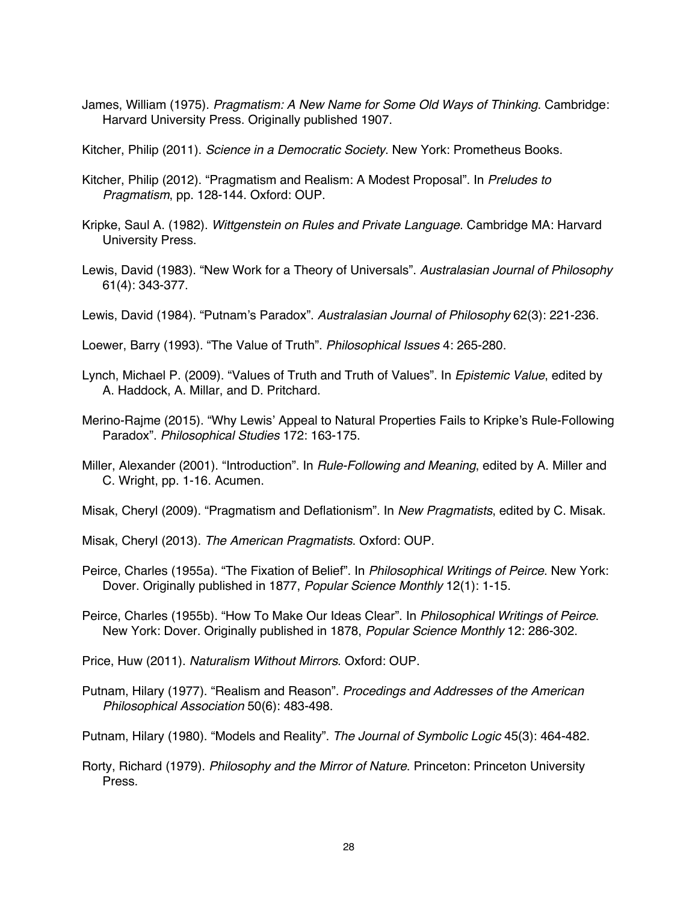James, William (1975). *Pragmatism: A New Name for Some Old Ways of Thinking*. Cambridge: Harvard University Press. Originally published 1907.

Kitcher, Philip (2011). *Science in a Democratic Society*. New York: Prometheus Books.

Kitcher, Philip (2012). "Pragmatism and Realism: A Modest Proposal". In *Preludes to Pragmatism*, pp. 128-144. Oxford: OUP.

Kripke, Saul A. (1982). *Wittgenstein on Rules and Private Language*. Cambridge MA: Harvard University Press.

Lewis, David (1983). "New Work for a Theory of Universals". *Australasian Journal of Philosophy* 61(4): 343-377.

Lewis, David (1984). "Putnam's Paradox". *Australasian Journal of Philosophy* 62(3): 221-236.

Loewer, Barry (1993). "The Value of Truth". *Philosophical Issues* 4: 265-280.

Lynch, Michael P. (2009). "Values of Truth and Truth of Values". In *Epistemic Value*, edited by A. Haddock, A. Millar, and D. Pritchard.

Merino-Rajme (2015). "Why Lewis' Appeal to Natural Properties Fails to Kripke's Rule-Following Paradox". *Philosophical Studies* 172: 163-175.

Miller, Alexander (2001). "Introduction". In *Rule-Following and Meaning*, edited by A. Miller and C. Wright, pp. 1-16. Acumen.

Misak, Cheryl (2009). "Pragmatism and Deflationism". In *New Pragmatists*, edited by C. Misak.

Misak, Cheryl (2013). *The American Pragmatists*. Oxford: OUP.

Peirce, Charles (1955a). "The Fixation of Belief". In *Philosophical Writings of Peirce*. New York: Dover. Originally published in 1877, *Popular Science Monthly* 12(1): 1-15.

Peirce, Charles (1955b). "How To Make Our Ideas Clear". In *Philosophical Writings of Peirce*. New York: Dover. Originally published in 1878, *Popular Science Monthly* 12: 286-302.

Price, Huw (2011). *Naturalism Without Mirrors*. Oxford: OUP.

Putnam, Hilary (1977). "Realism and Reason". *Procedings and Addresses of the American Philosophical Association* 50(6): 483-498.

Putnam, Hilary (1980). "Models and Reality". *The Journal of Symbolic Logic* 45(3): 464-482.

Rorty, Richard (1979). *Philosophy and the Mirror of Nature*. Princeton: Princeton University Press.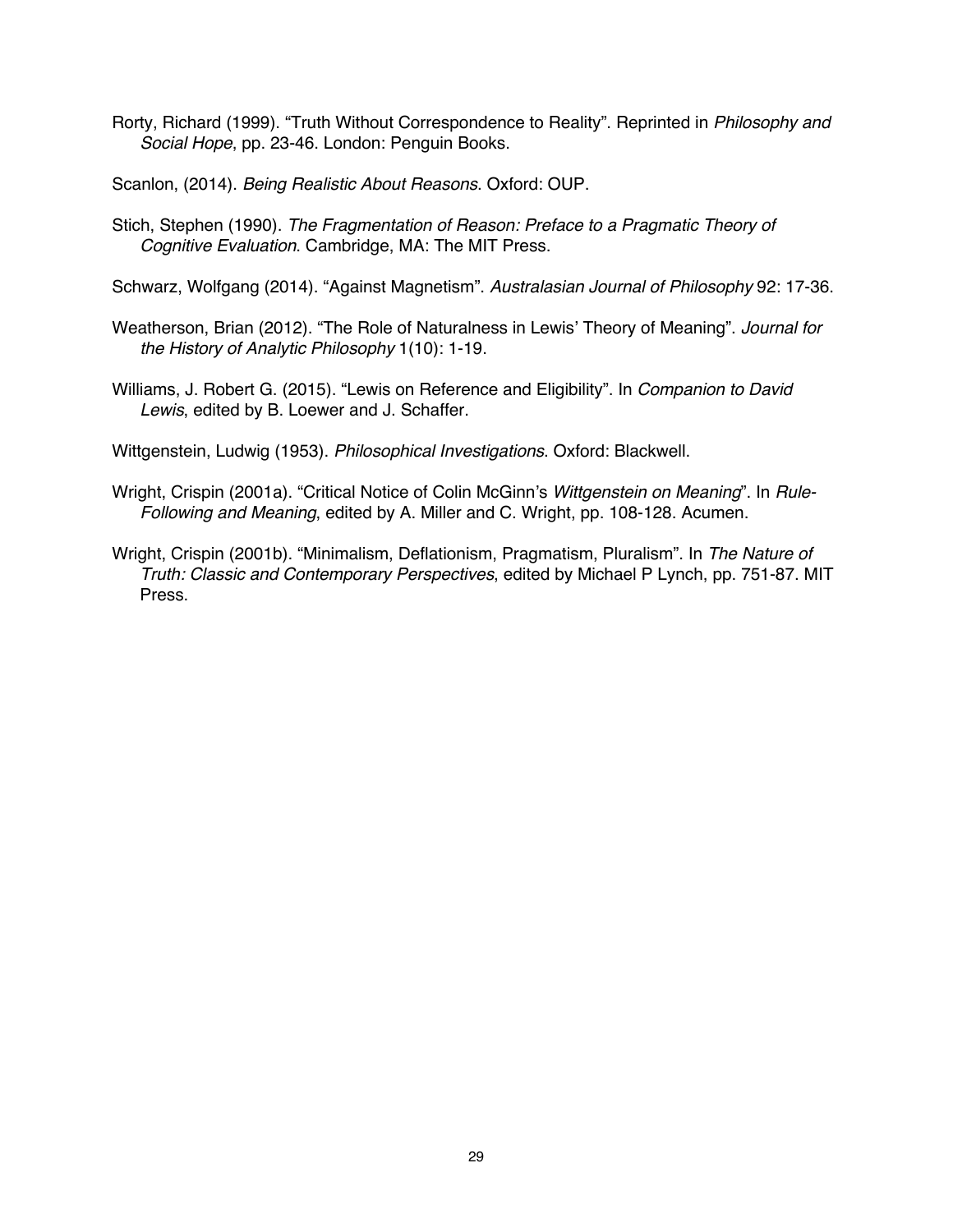Rorty, Richard (1999). "Truth Without Correspondence to Reality". Reprinted in *Philosophy and Social Hope*, pp. 23-46. London: Penguin Books.

Scanlon, (2014). *Being Realistic About Reasons*. Oxford: OUP.

Stich, Stephen (1990). *The Fragmentation of Reason: Preface to a Pragmatic Theory of Cognitive Evaluation*. Cambridge, MA: The MIT Press.

Schwarz, Wolfgang (2014). "Against Magnetism". *Australasian Journal of Philosophy* 92: 17-36.

Weatherson, Brian (2012). "The Role of Naturalness in Lewis' Theory of Meaning". *Journal for the History of Analytic Philosophy* 1(10): 1-19.

Williams, J. Robert G. (2015). "Lewis on Reference and Eligibility". In *Companion to David Lewis*, edited by B. Loewer and J. Schaffer.

Wittgenstein, Ludwig (1953). *Philosophical Investigations*. Oxford: Blackwell.

Wright, Crispin (2001a). "Critical Notice of Colin McGinn's *Wittgenstein on Meaning*". In *Rule-Following and Meaning*, edited by A. Miller and C. Wright, pp. 108-128. Acumen.

Wright, Crispin (2001b). "Minimalism, Deflationism, Pragmatism, Pluralism". In *The Nature of Truth: Classic and Contemporary Perspectives*, edited by Michael P Lynch, pp. 751-87. MIT Press.